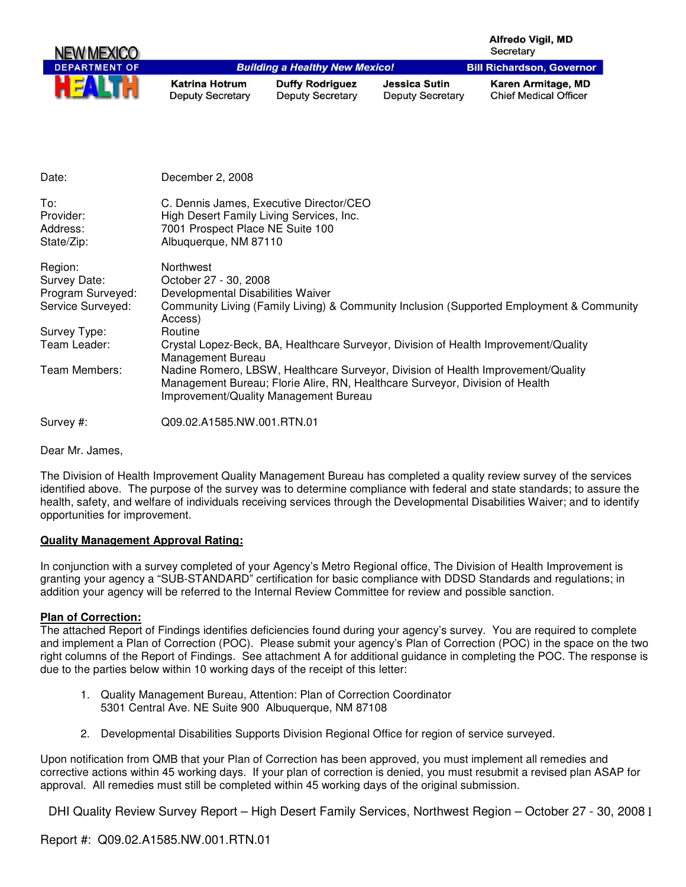NEW MEXICO DEPARTMENT OF HEALTH

Alfredo Vigil, MD
Secretary

*Building a Healthy New Mexico!*

**Bill Richardson, Governor**

| **Katrina Hotrum** | **Duffy Rodriguez** | **Jessica Sutin** | **Karen Armitage, MD** |
|---|---|---|---|
| Deputy Secretary | Deputy Secretary | Deputy Secretary | Chief Medical Officer |

| | |
|---|---|
| Date: | December 2, 2008 |
| To: | C. Dennis James, Executive Director/CEO |
| Provider: | High Desert Family Living Services, Inc. |
| Address: | 7001 Prospect Place NE Suite 100 |
| State/Zip: | Albuquerque, NM 87110 |
| Region: | Northwest |
| Survey Date: | October 27 - 30, 2008 |
| Program Surveyed: | Developmental Disabilities Waiver |
| Service Surveyed: | Community Living (Family Living) & Community Inclusion (Supported Employment & Community Access) |
| Survey Type: | Routine |
| Team Leader: | Crystal Lopez-Beck, BA, Healthcare Surveyor, Division of Health Improvement/Quality Management Bureau |
| Team Members: | Nadine Romero, LBSW, Healthcare Surveyor, Division of Health Improvement/Quality Management Bureau; Florie Alire, RN, Healthcare Surveyor, Division of Health Improvement/Quality Management Bureau |
| Survey #: | Q09.02.A1585.NW.001.RTN.01 |

Dear Mr. James,

The Division of Health Improvement Quality Management Bureau has completed a quality review survey of the services identified above. The purpose of the survey was to determine compliance with federal and state standards; to assure the health, safety, and welfare of individuals receiving services through the Developmental Disabilities Waiver; and to identify opportunities for improvement.

**Quality Management Approval Rating:**

In conjunction with a survey completed of your Agency's Metro Regional office, The Division of Health Improvement is granting your agency a "SUB-STANDARD" certification for basic compliance with DDSD Standards and regulations; in addition your agency will be referred to the Internal Review Committee for review and possible sanction.

**Plan of Correction:**

The attached Report of Findings identifies deficiencies found during your agency's survey. You are required to complete and implement a Plan of Correction (POC). Please submit your agency's Plan of Correction (POC) in the space on the two right columns of the Report of Findings. See attachment A for additional guidance in completing the POC. The response is due to the parties below within 10 working days of the receipt of this letter:

1. Quality Management Bureau, Attention: Plan of Correction Coordinator
   5301 Central Ave. NE Suite 900 Albuquerque, NM 87108

2. Developmental Disabilities Supports Division Regional Office for region of service surveyed.

Upon notification from QMB that your Plan of Correction has been approved, you must implement all remedies and corrective actions within 45 working days. If your plan of correction is denied, you must resubmit a revised plan ASAP for approval. All remedies must still be completed within 45 working days of the original submission.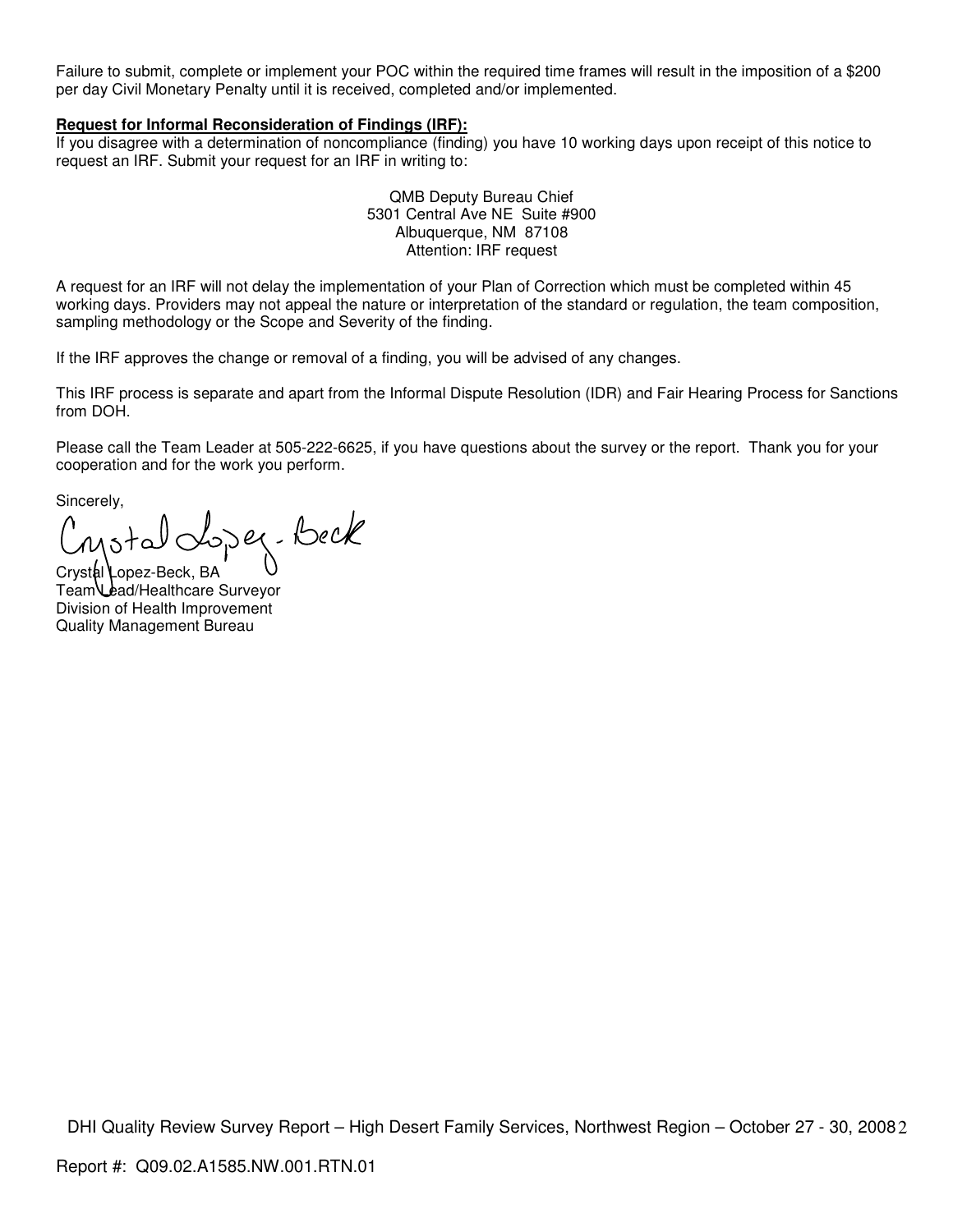Failure to submit, complete or implement your POC within the required time frames will result in the imposition of a $200 per day Civil Monetary Penalty until it is received, completed and/or implemented.

**Request for Informal Reconsideration of Findings (IRF):**

If you disagree with a determination of noncompliance (finding) you have 10 working days upon receipt of this notice to request an IRF. Submit your request for an IRF in writing to:

QMB Deputy Bureau Chief
5301 Central Ave NE Suite #900
Albuquerque, NM 87108
Attention: IRF request

A request for an IRF will not delay the implementation of your Plan of Correction which must be completed within 45 working days. Providers may not appeal the nature or interpretation of the standard or regulation, the team composition, sampling methodology or the Scope and Severity of the finding.

If the IRF approves the change or removal of a finding, you will be advised of any changes.

This IRF process is separate and apart from the Informal Dispute Resolution (IDR) and Fair Hearing Process for Sanctions from DOH.

Please call the Team Leader at 505-222-6625, if you have questions about the survey or the report. Thank you for your cooperation and for the work you perform.

Sincerely,

Crystal Lopez-Beck

Crystal Lopez-Beck, BA
Team Lead/Healthcare Surveyor
Division of Health Improvement
Quality Management Bureau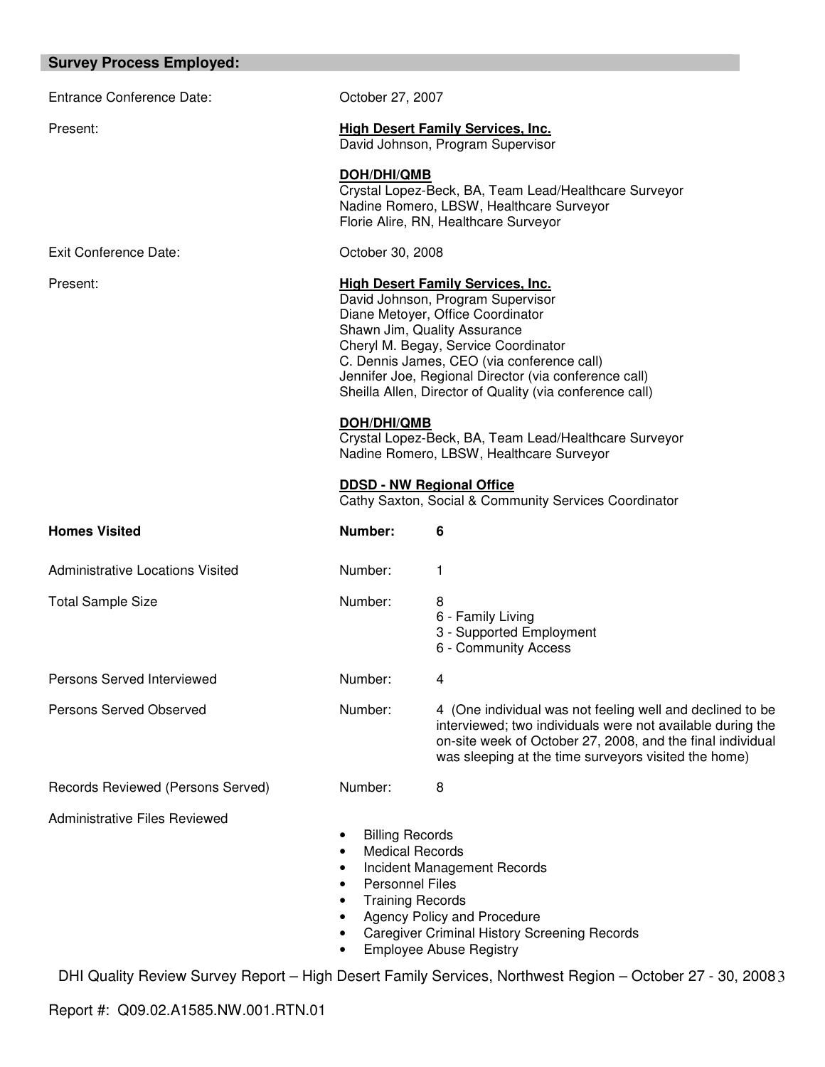## Survey Process Employed:

| | |
|---|---|
| Entrance Conference Date: | October 27, 2007 |
| Present: | **High Desert Family Services, Inc.**<br>David Johnson, Program Supervisor<br><br>**DOH/DHI/QMB**<br>Crystal Lopez-Beck, BA, Team Lead/Healthcare Surveyor<br>Nadine Romero, LBSW, Healthcare Surveyor<br>Florie Alire, RN, Healthcare Surveyor |
| Exit Conference Date: | October 30, 2008 |
| Present: | **High Desert Family Services, Inc.**<br>David Johnson, Program Supervisor<br>Diane Metoyer, Office Coordinator<br>Shawn Jim, Quality Assurance<br>Cheryl M. Begay, Service Coordinator<br>C. Dennis James, CEO (via conference call)<br>Jennifer Joe, Regional Director (via conference call)<br>Sheilla Allen, Director of Quality (via conference call)<br><br>**DOH/DHI/QMB**<br>Crystal Lopez-Beck, BA, Team Lead/Healthcare Surveyor<br>Nadine Romero, LBSW, Healthcare Surveyor<br><br>**DDSD - NW Regional Office**<br>Cathy Saxton, Social & Community Services Coordinator |

| | | |
|---|---|---|
| **Homes Visited** | **Number:** | **6** |
| Administrative Locations Visited | Number: | 1 |
| Total Sample Size | Number: | 8<br>6 - Family Living<br>3 - Supported Employment<br>6 - Community Access |
| Persons Served Interviewed | Number: | 4 |
| Persons Served Observed | Number: | 4 (One individual was not feeling well and declined to be interviewed; two individuals were not available during the on-site week of October 27, 2008, and the final individual was sleeping at the time surveyors visited the home) |
| Records Reviewed (Persons Served) | Number: | 8 |

Administrative Files Reviewed

- Billing Records
- Medical Records
- Incident Management Records
- Personnel Files
- Training Records
- Agency Policy and Procedure
- Caregiver Criminal History Screening Records
- Employee Abuse Registry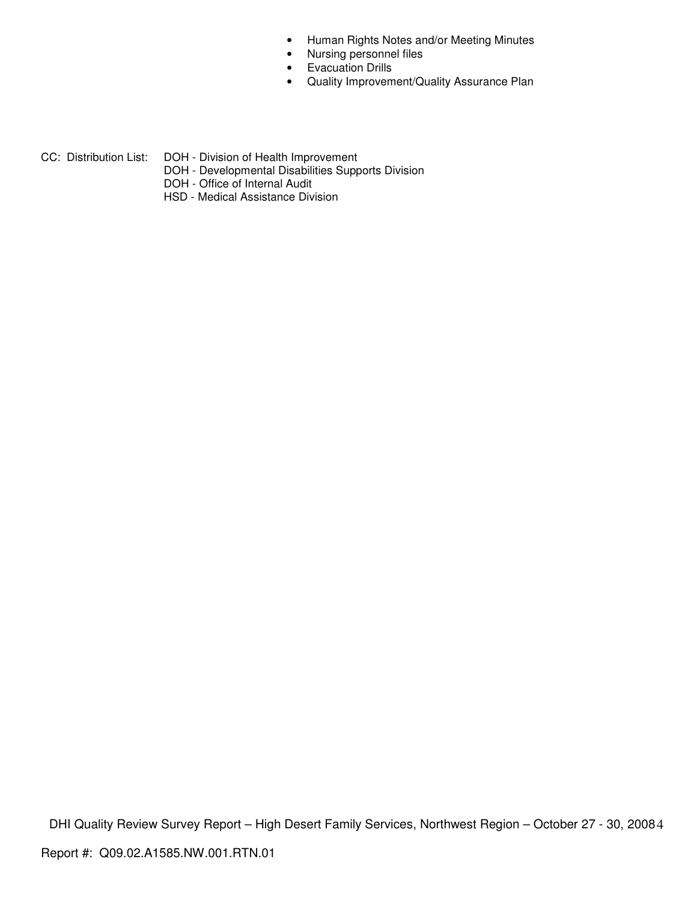- Human Rights Notes and/or Meeting Minutes
- Nursing personnel files
- Evacuation Drills
- Quality Improvement/Quality Assurance Plan

CC: Distribution List:
DOH - Division of Health Improvement
DOH - Developmental Disabilities Supports Division
DOH - Office of Internal Audit
HSD - Medical Assistance Division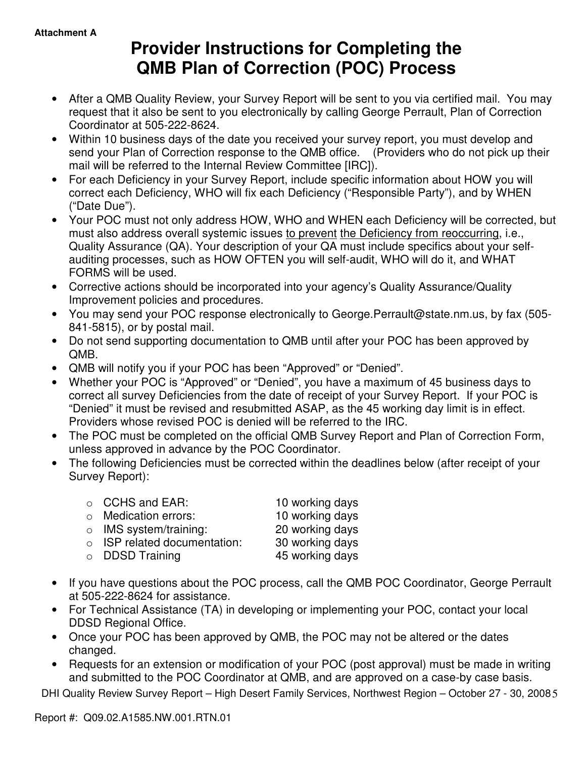Attachment A

# Provider Instructions for Completing the QMB Plan of Correction (POC) Process

- After a QMB Quality Review, your Survey Report will be sent to you via certified mail. You may request that it also be sent to you electronically by calling George Perrault, Plan of Correction Coordinator at 505-222-8624.
- Within 10 business days of the date you received your survey report, you must develop and send your Plan of Correction response to the QMB office. (Providers who do not pick up their mail will be referred to the Internal Review Committee [IRC]).
- For each Deficiency in your Survey Report, include specific information about HOW you will correct each Deficiency, WHO will fix each Deficiency ("Responsible Party"), and by WHEN ("Date Due").
- Your POC must not only address HOW, WHO and WHEN each Deficiency will be corrected, but must also address overall systemic issues <u>to prevent</u> <u>the Deficiency from reoccurring</u>, i.e., Quality Assurance (QA). Your description of your QA must include specifics about your self-auditing processes, such as HOW OFTEN you will self-audit, WHO will do it, and WHAT FORMS will be used.
- Corrective actions should be incorporated into your agency's Quality Assurance/Quality Improvement policies and procedures.
- You may send your POC response electronically to George.Perrault@state.nm.us, by fax (505-841-5815), or by postal mail.
- Do not send supporting documentation to QMB until after your POC has been approved by QMB.
- QMB will notify you if your POC has been "Approved" or "Denied".
- Whether your POC is "Approved" or "Denied", you have a maximum of 45 business days to correct all survey Deficiencies from the date of receipt of your Survey Report. If your POC is "Denied" it must be revised and resubmitted ASAP, as the 45 working day limit is in effect. Providers whose revised POC is denied will be referred to the IRC.
- The POC must be completed on the official QMB Survey Report and Plan of Correction Form, unless approved in advance by the POC Coordinator.
- The following Deficiencies must be corrected within the deadlines below (after receipt of your Survey Report):
  - CCHS and EAR: 10 working days
  - Medication errors: 10 working days
  - IMS system/training: 20 working days
  - ISP related documentation: 30 working days
  - DDSD Training 45 working days
- If you have questions about the POC process, call the QMB POC Coordinator, George Perrault at 505-222-8624 for assistance.
- For Technical Assistance (TA) in developing or implementing your POC, contact your local DDSD Regional Office.
- Once your POC has been approved by QMB, the POC may not be altered or the dates changed.
- Requests for an extension or modification of your POC (post approval) must be made in writing and submitted to the POC Coordinator at QMB, and are approved on a case-by case basis.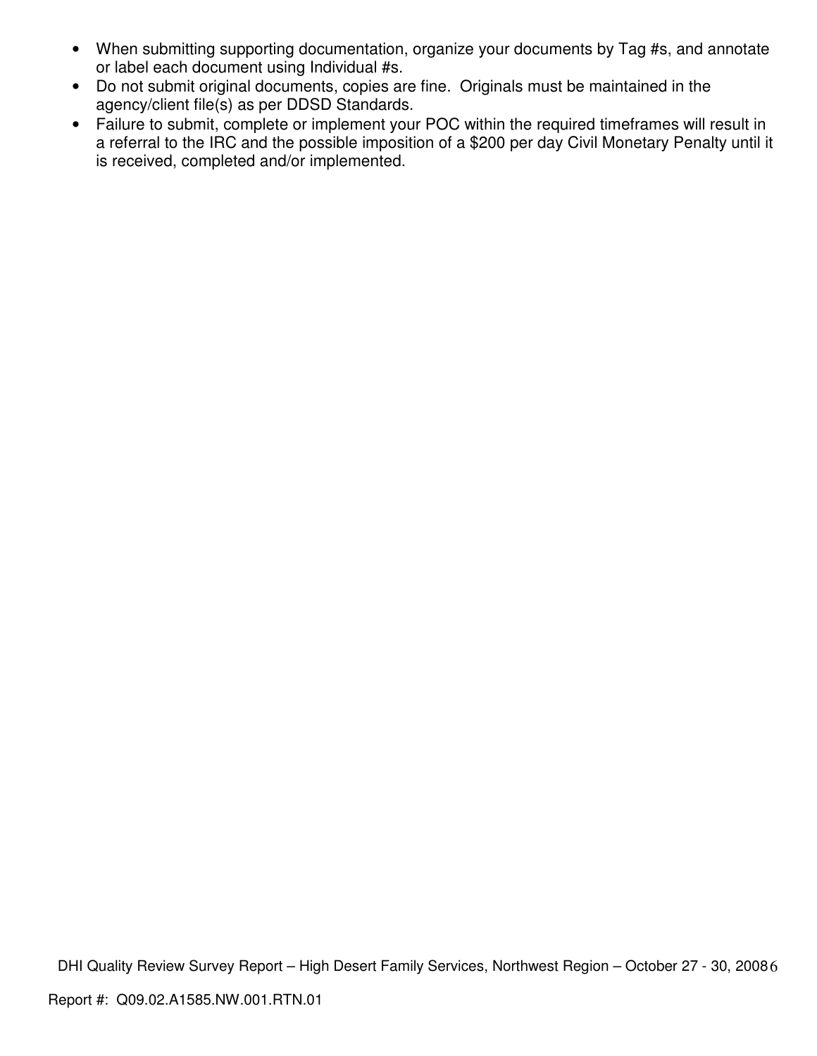- When submitting supporting documentation, organize your documents by Tag #s, and annotate or label each document using Individual #s.
- Do not submit original documents, copies are fine. Originals must be maintained in the agency/client file(s) as per DDSD Standards.
- Failure to submit, complete or implement your POC within the required timeframes will result in a referral to the IRC and the possible imposition of a $200 per day Civil Monetary Penalty until it is received, completed and/or implemented.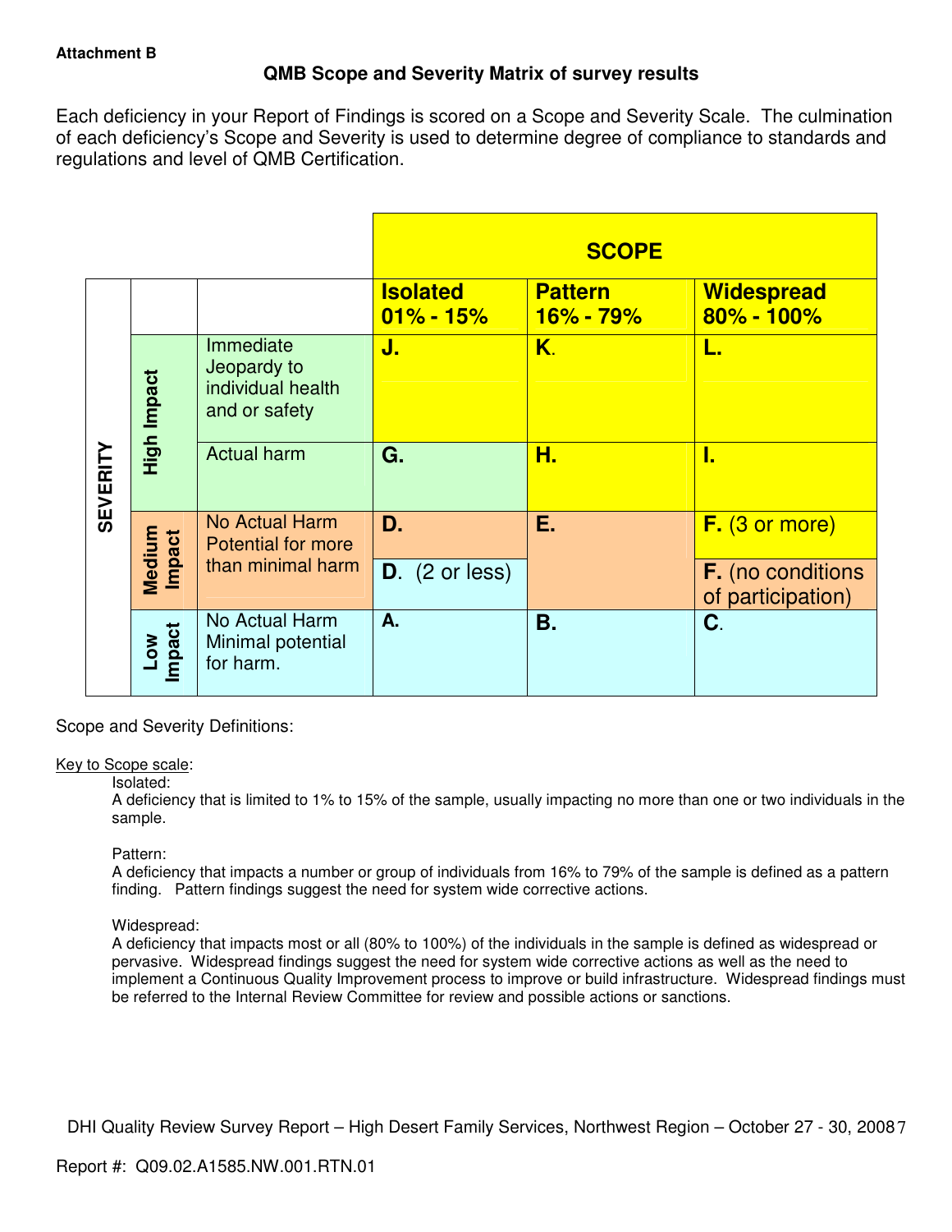**Attachment B**

## QMB Scope and Severity Matrix of survey results

Each deficiency in your Report of Findings is scored on a Scope and Severity Scale. The culmination of each deficiency's Scope and Severity is used to determine degree of compliance to standards and regulations and level of QMB Certification.

| SEVERITY | | | SCOPE | | |
|---|---|---|---|---|---|
| | | | **Isolated 01% - 15%** | **Pattern 16% - 79%** | **Widespread 80% - 100%** |
| | **High Impact** | Immediate Jeopardy to individual health and or safety | **J.** | **K.** | **L.** |
| | **High Impact** | Actual harm | **G.** | **H.** | **I.** |
| | **Medium Impact** | No Actual Harm Potential for more than minimal harm | **D.** | **E.** | **F.** (3 or more) |
| | **Medium Impact** | | **D.** (2 or less) | | **F.** (no conditions of participation) |
| | **Low Impact** | No Actual Harm Minimal potential for harm. | **A.** | **B.** | **C.** |

Scope and Severity Definitions:

Key to Scope scale:

Isolated:
A deficiency that is limited to 1% to 15% of the sample, usually impacting no more than one or two individuals in the sample.

Pattern:
A deficiency that impacts a number or group of individuals from 16% to 79% of the sample is defined as a pattern finding. Pattern findings suggest the need for system wide corrective actions.

Widespread:
A deficiency that impacts most or all (80% to 100%) of the individuals in the sample is defined as widespread or pervasive. Widespread findings suggest the need for system wide corrective actions as well as the need to implement a Continuous Quality Improvement process to improve or build infrastructure. Widespread findings must be referred to the Internal Review Committee for review and possible actions or sanctions.

DHI Quality Review Survey Report – High Desert Family Services, Northwest Region – October 27 - 30, 2008

Report #: Q09.02.A1585.NW.001.RTN.01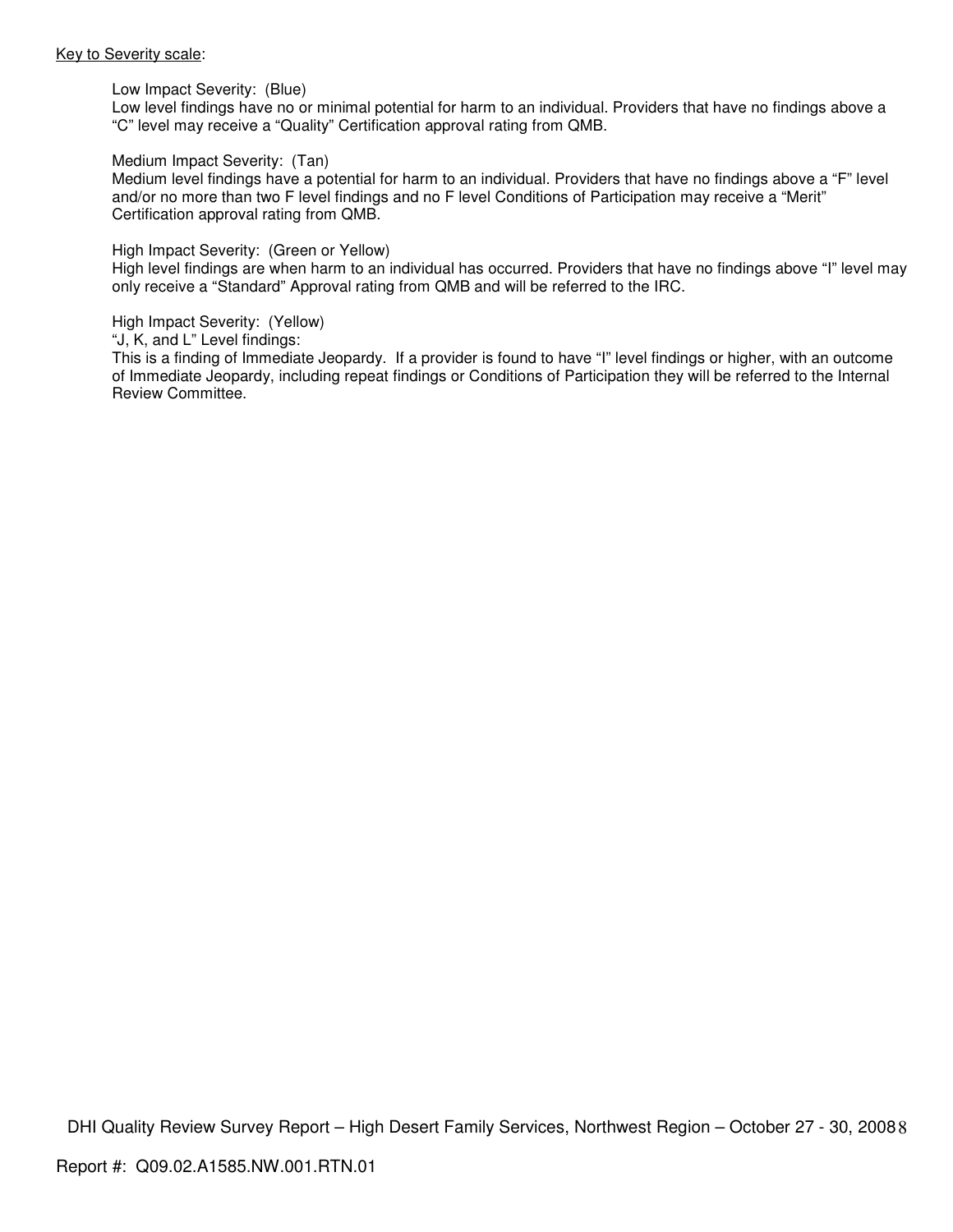Key to Severity scale:

Low Impact Severity: (Blue)
Low level findings have no or minimal potential for harm to an individual. Providers that have no findings above a "C" level may receive a "Quality" Certification approval rating from QMB.

Medium Impact Severity: (Tan)
Medium level findings have a potential for harm to an individual. Providers that have no findings above a "F" level and/or no more than two F level findings and no F level Conditions of Participation may receive a "Merit" Certification approval rating from QMB.

High Impact Severity: (Green or Yellow)
High level findings are when harm to an individual has occurred. Providers that have no findings above "I" level may only receive a "Standard" Approval rating from QMB and will be referred to the IRC.

High Impact Severity: (Yellow)
"J, K, and L" Level findings:
This is a finding of Immediate Jeopardy. If a provider is found to have "I" level findings or higher, with an outcome of Immediate Jeopardy, including repeat findings or Conditions of Participation they will be referred to the Internal Review Committee.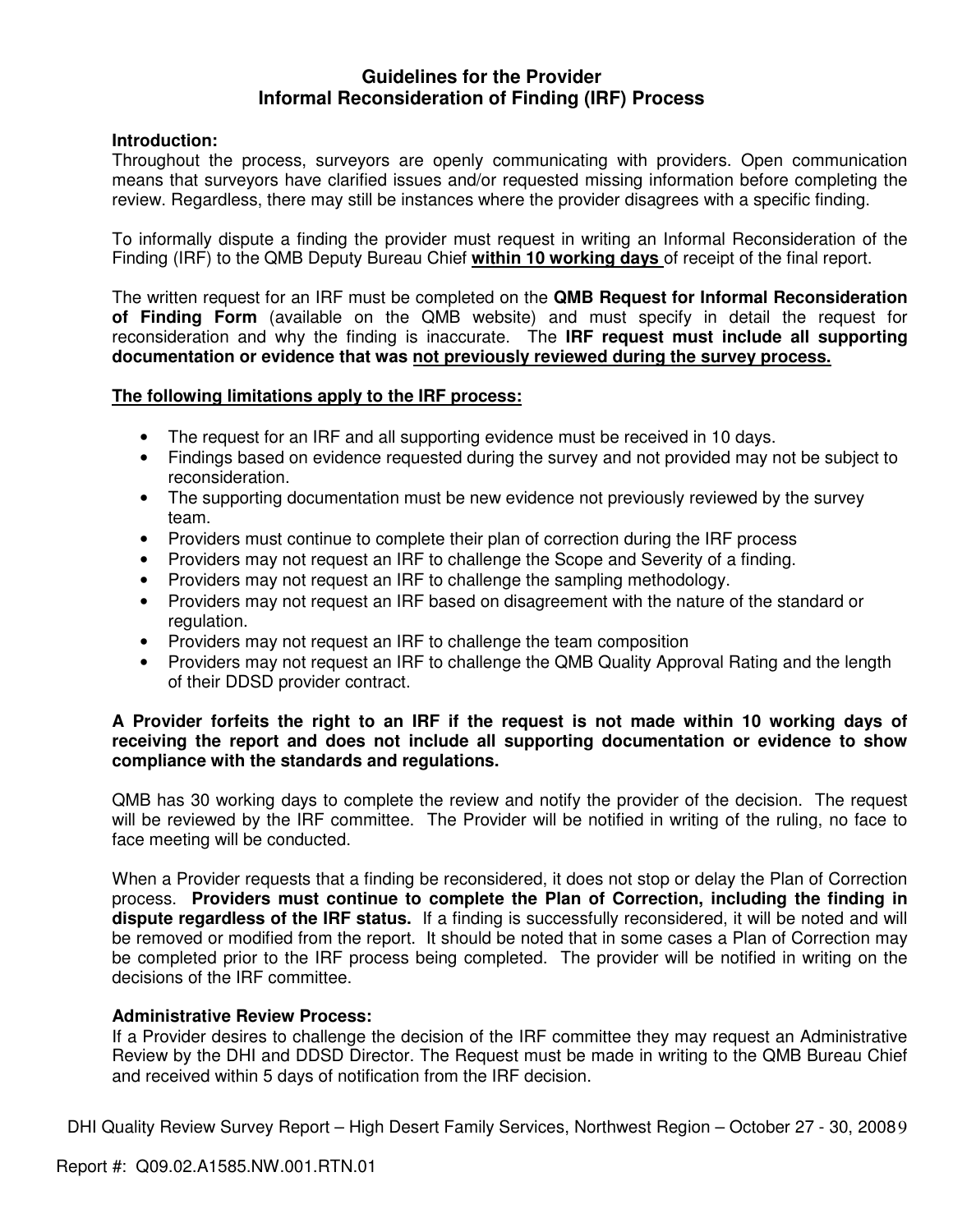# Guidelines for the Provider
# Informal Reconsideration of Finding (IRF) Process

**Introduction:**
Throughout the process, surveyors are openly communicating with providers. Open communication means that surveyors have clarified issues and/or requested missing information before completing the review. Regardless, there may still be instances where the provider disagrees with a specific finding.

To informally dispute a finding the provider must request in writing an Informal Reconsideration of the Finding (IRF) to the QMB Deputy Bureau Chief **within 10 working days** of receipt of the final report.

The written request for an IRF must be completed on the **QMB Request for Informal Reconsideration of Finding Form** (available on the QMB website) and must specify in detail the request for reconsideration and why the finding is inaccurate. The **IRF request must include all supporting documentation or evidence that was not previously reviewed during the survey process.**

**The following limitations apply to the IRF process:**

- The request for an IRF and all supporting evidence must be received in 10 days.
- Findings based on evidence requested during the survey and not provided may not be subject to reconsideration.
- The supporting documentation must be new evidence not previously reviewed by the survey team.
- Providers must continue to complete their plan of correction during the IRF process
- Providers may not request an IRF to challenge the Scope and Severity of a finding.
- Providers may not request an IRF to challenge the sampling methodology.
- Providers may not request an IRF based on disagreement with the nature of the standard or regulation.
- Providers may not request an IRF to challenge the team composition
- Providers may not request an IRF to challenge the QMB Quality Approval Rating and the length of their DDSD provider contract.

**A Provider forfeits the right to an IRF if the request is not made within 10 working days of receiving the report and does not include all supporting documentation or evidence to show compliance with the standards and regulations.**

QMB has 30 working days to complete the review and notify the provider of the decision. The request will be reviewed by the IRF committee. The Provider will be notified in writing of the ruling, no face to face meeting will be conducted.

When a Provider requests that a finding be reconsidered, it does not stop or delay the Plan of Correction process. **Providers must continue to complete the Plan of Correction, including the finding in dispute regardless of the IRF status.** If a finding is successfully reconsidered, it will be noted and will be removed or modified from the report. It should be noted that in some cases a Plan of Correction may be completed prior to the IRF process being completed. The provider will be notified in writing on the decisions of the IRF committee.

**Administrative Review Process:**
If a Provider desires to challenge the decision of the IRF committee they may request an Administrative Review by the DHI and DDSD Director. The Request must be made in writing to the QMB Bureau Chief and received within 5 days of notification from the IRF decision.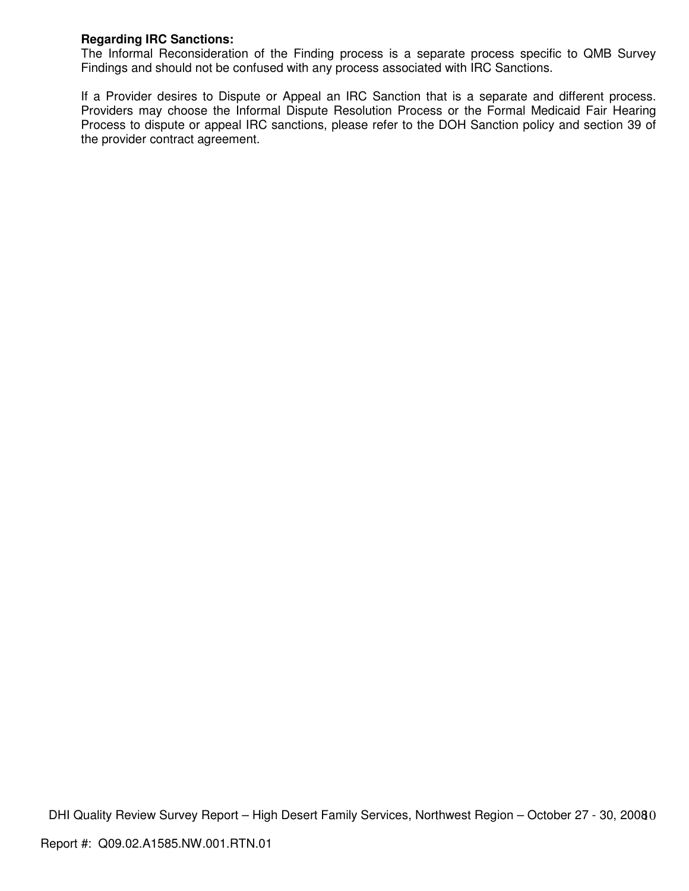**Regarding IRC Sanctions:**
The Informal Reconsideration of the Finding process is a separate process specific to QMB Survey Findings and should not be confused with any process associated with IRC Sanctions.

If a Provider desires to Dispute or Appeal an IRC Sanction that is a separate and different process. Providers may choose the Informal Dispute Resolution Process or the Formal Medicaid Fair Hearing Process to dispute or appeal IRC sanctions, please refer to the DOH Sanction policy and section 39 of the provider contract agreement.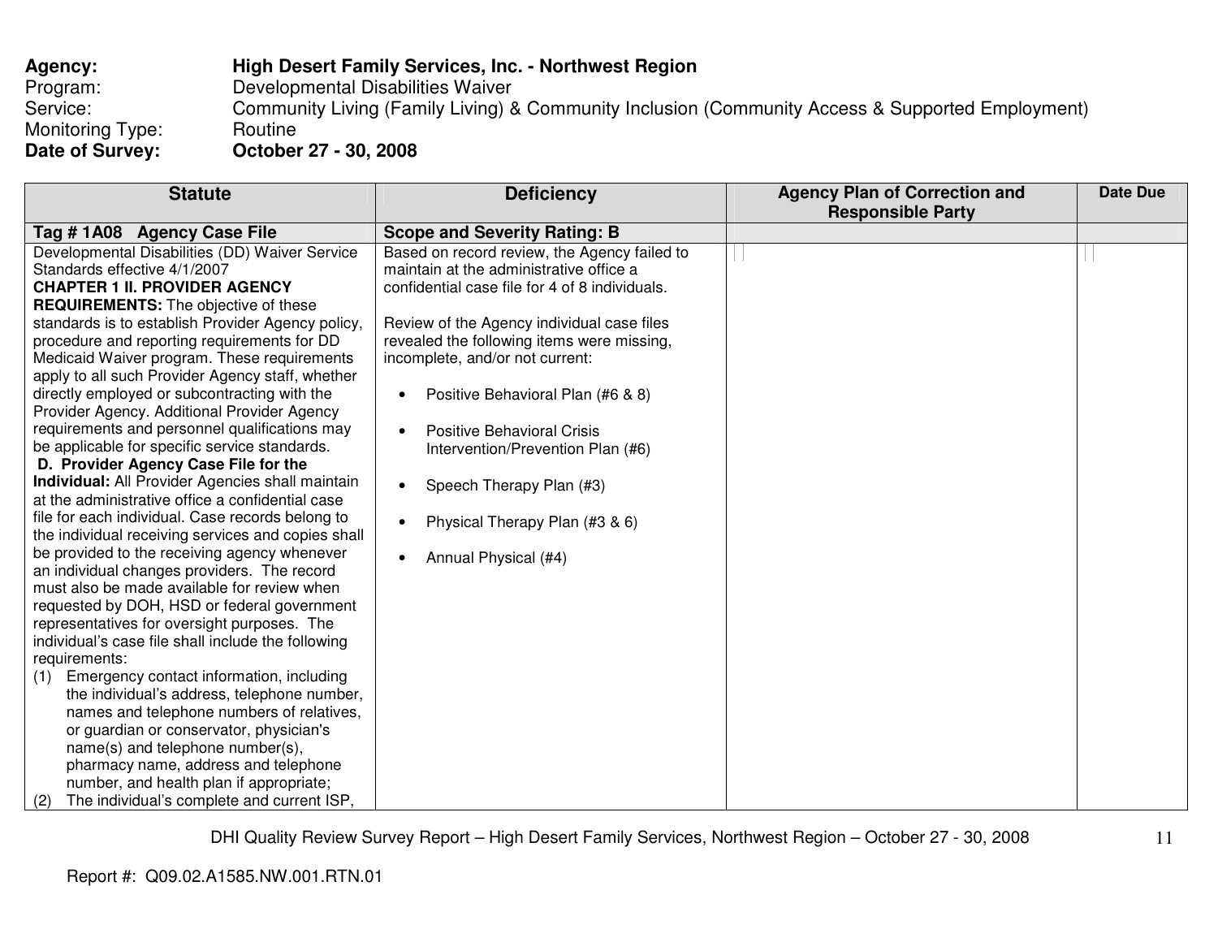**Agency:** **High Desert Family Services, Inc. - Northwest Region**
Program: Developmental Disabilities Waiver
Service: Community Living (Family Living) & Community Inclusion (Community Access & Supported Employment)
Monitoring Type: Routine
**Date of Survey:** **October 27 - 30, 2008**

| Statute | Deficiency | Agency Plan of Correction and Responsible Party | Date Due |
|---|---|---|---|
| **Tag # 1A08 Agency Case File** | **Scope and Severity Rating: B** | | |
| Developmental Disabilities (DD) Waiver Service Standards effective 4/1/2007<br>**CHAPTER 1 II. PROVIDER AGENCY REQUIREMENTS:** The objective of these standards is to establish Provider Agency policy, procedure and reporting requirements for DD Medicaid Waiver program. These requirements apply to all such Provider Agency staff, whether directly employed or subcontracting with the Provider Agency. Additional Provider Agency requirements and personnel qualifications may be applicable for specific service standards.<br>**D. Provider Agency Case File for the Individual:** All Provider Agencies shall maintain at the administrative office a confidential case file for each individual. Case records belong to the individual receiving services and copies shall be provided to the receiving agency whenever an individual changes providers. The record must also be made available for review when requested by DOH, HSD or federal government representatives for oversight purposes. The individual's case file shall include the following requirements:<br>(1) Emergency contact information, including the individual's address, telephone number, names and telephone numbers of relatives, or guardian or conservator, physician's name(s) and telephone number(s), pharmacy name, address and telephone number, and health plan if appropriate;<br>(2) The individual's complete and current ISP, | Based on record review, the Agency failed to maintain at the administrative office a confidential case file for 4 of 8 individuals.<br><br>Review of the Agency individual case files revealed the following items were missing, incomplete, and/or not current:<br><br>• Positive Behavioral Plan (#6 & 8)<br><br>• Positive Behavioral Crisis Intervention/Prevention Plan (#6)<br><br>• Speech Therapy Plan (#3)<br><br>• Physical Therapy Plan (#3 & 6)<br><br>• Annual Physical (#4) | | |

Report #: Q09.02.A1585.NW.001.RTN.01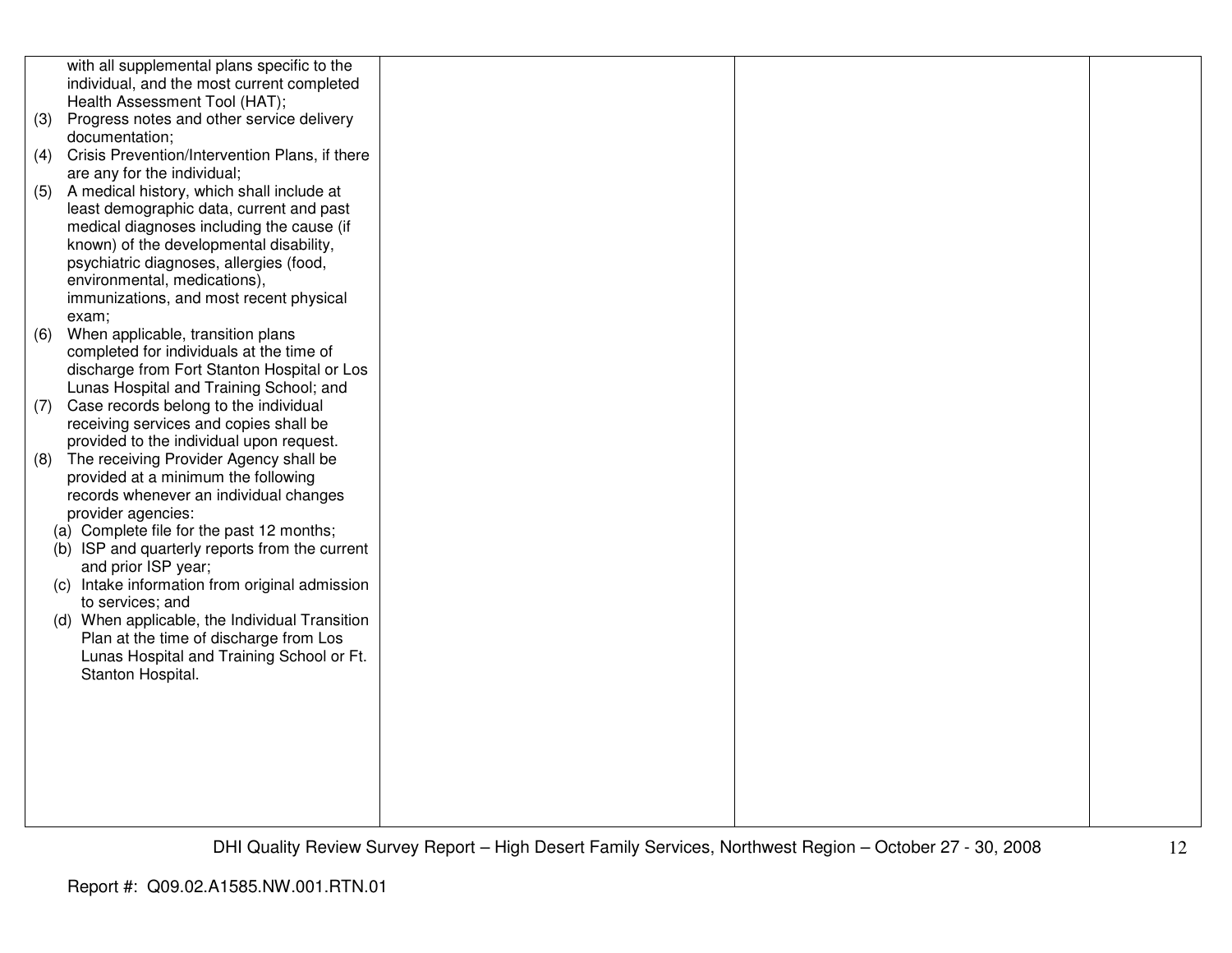| | | | |
|---|---|---|---|
| with all supplemental plans specific to the individual, and the most current completed Health Assessment Tool (HAT);<br>(3) Progress notes and other service delivery documentation;<br>(4) Crisis Prevention/Intervention Plans, if there are any for the individual;<br>(5) A medical history, which shall include at least demographic data, current and past medical diagnoses including the cause (if known) of the developmental disability, psychiatric diagnoses, allergies (food, environmental, medications), immunizations, and most recent physical exam;<br>(6) When applicable, transition plans completed for individuals at the time of discharge from Fort Stanton Hospital or Los Lunas Hospital and Training School; and<br>(7) Case records belong to the individual receiving services and copies shall be provided to the individual upon request.<br>(8) The receiving Provider Agency shall be provided at a minimum the following records whenever an individual changes provider agencies:<br>(a) Complete file for the past 12 months;<br>(b) ISP and quarterly reports from the current and prior ISP year;<br>(c) Intake information from original admission to services; and<br>(d) When applicable, the Individual Transition Plan at the time of discharge from Los Lunas Hospital and Training School or Ft. Stanton Hospital. | | | |

Report #: Q09.02.A1585.NW.001.RTN.01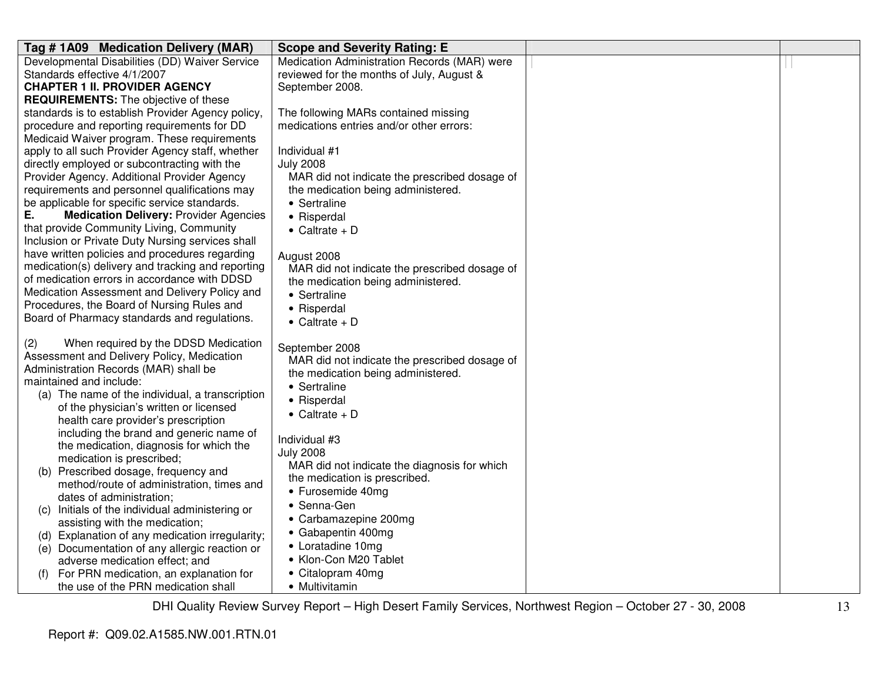| Tag # 1A09 Medication Delivery (MAR) | Scope and Severity Rating: E | | |
|---|---|---|---|
| Developmental Disabilities (DD) Waiver Service Standards effective 4/1/2007<br>**CHAPTER 1 II. PROVIDER AGENCY REQUIREMENTS:** The objective of these standards is to establish Provider Agency policy, procedure and reporting requirements for DD Medicaid Waiver program. These requirements apply to all such Provider Agency staff, whether directly employed or subcontracting with the Provider Agency. Additional Provider Agency requirements and personnel qualifications may be applicable for specific service standards.<br>**E. Medication Delivery:** Provider Agencies that provide Community Living, Community Inclusion or Private Duty Nursing services shall have written policies and procedures regarding medication(s) delivery and tracking and reporting of medication errors in accordance with DDSD Medication Assessment and Delivery Policy and Procedures, the Board of Nursing Rules and Board of Pharmacy standards and regulations.<br><br>(2) When required by the DDSD Medication Assessment and Delivery Policy, Medication Administration Records (MAR) shall be maintained and include:<br>(a) The name of the individual, a transcription of the physician's written or licensed health care provider's prescription including the brand and generic name of the medication, diagnosis for which the medication is prescribed;<br>(b) Prescribed dosage, frequency and method/route of administration, times and dates of administration;<br>(c) Initials of the individual administering or assisting with the medication;<br>(d) Explanation of any medication irregularity;<br>(e) Documentation of any allergic reaction or adverse medication effect; and<br>(f) For PRN medication, an explanation for the use of the PRN medication shall | Medication Administration Records (MAR) were reviewed for the months of July, August & September 2008.<br><br>The following MARs contained missing medications entries and/or other errors:<br><br>Individual #1<br>July 2008<br>MAR did not indicate the prescribed dosage of the medication being administered.<br>• Sertraline<br>• Risperdal<br>• Caltrate + D<br><br>August 2008<br>MAR did not indicate the prescribed dosage of the medication being administered.<br>• Sertraline<br>• Risperdal<br>• Caltrate + D<br><br>September 2008<br>MAR did not indicate the prescribed dosage of the medication being administered.<br>• Sertraline<br>• Risperdal<br>• Caltrate + D<br><br>Individual #3<br>July 2008<br>MAR did not indicate the diagnosis for which the medication is prescribed.<br>• Furosemide 40mg<br>• Senna-Gen<br>• Carbamazepine 200mg<br>• Gabapentin 400mg<br>• Loratadine 10mg<br>• Klon-Con M20 Tablet<br>• Citalopram 40mg<br>• Multivitamin | | |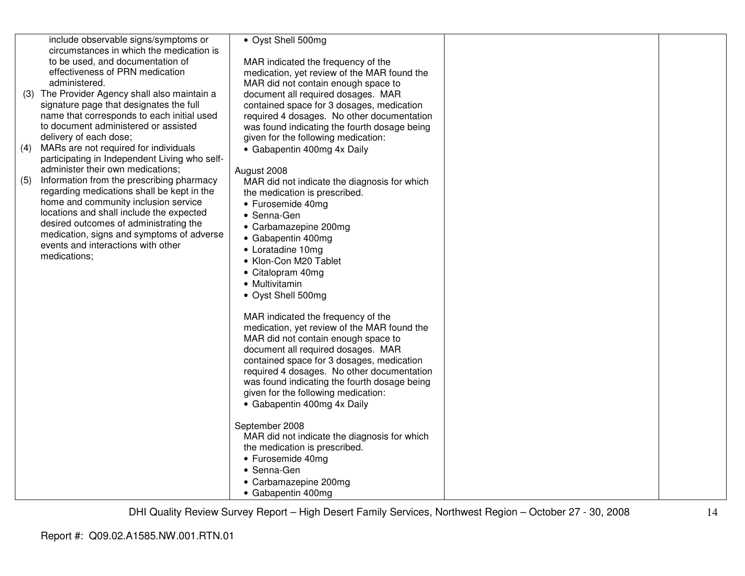| | | | |
|---|---|---|---|
| include observable signs/symptoms or circumstances in which the medication is to be used, and documentation of effectiveness of PRN medication administered.<br>(3) The Provider Agency shall also maintain a signature page that designates the full name that corresponds to each initial used to document administered or assisted delivery of each dose;<br>(4) MARs are not required for individuals participating in Independent Living who self-administer their own medications;<br>(5) Information from the prescribing pharmacy regarding medications shall be kept in the home and community inclusion service locations and shall include the expected desired outcomes of administrating the medication, signs and symptoms of adverse events and interactions with other medications; | • Oyst Shell 500mg<br><br>MAR indicated the frequency of the medication, yet review of the MAR found the MAR did not contain enough space to document all required dosages. MAR contained space for 3 dosages, medication required 4 dosages. No other documentation was found indicating the fourth dosage being given for the following medication:<br>• Gabapentin 400mg 4x Daily<br><br>August 2008<br>MAR did not indicate the diagnosis for which the medication is prescribed.<br>• Furosemide 40mg<br>• Senna-Gen<br>• Carbamazepine 200mg<br>• Gabapentin 400mg<br>• Loratadine 10mg<br>• Klon-Con M20 Tablet<br>• Citalopram 40mg<br>• Multivitamin<br>• Oyst Shell 500mg<br><br>MAR indicated the frequency of the medication, yet review of the MAR found the MAR did not contain enough space to document all required dosages. MAR contained space for 3 dosages, medication required 4 dosages. No other documentation was found indicating the fourth dosage being given for the following medication:<br>• Gabapentin 400mg 4x Daily<br><br>September 2008<br>MAR did not indicate the diagnosis for which the medication is prescribed.<br>• Furosemide 40mg<br>• Senna-Gen<br>• Carbamazepine 200mg<br>• Gabapentin 400mg | | |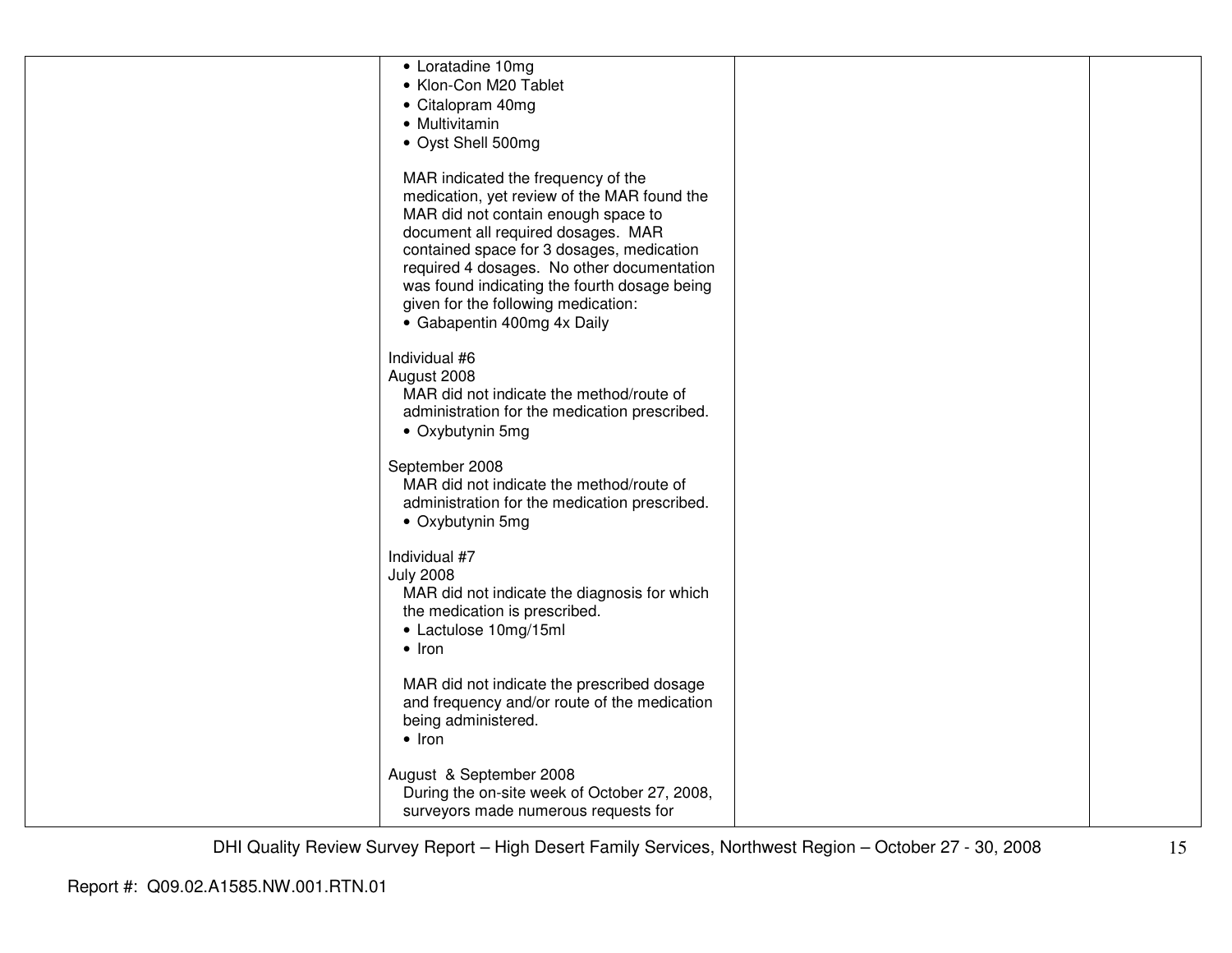| | | | |
|---|---|---|---|
| | • Loratadine 10mg<br>• Klon-Con M20 Tablet<br>• Citalopram 40mg<br>• Multivitamin<br>• Oyst Shell 500mg<br><br>MAR indicated the frequency of the medication, yet review of the MAR found the MAR did not contain enough space to document all required dosages. MAR contained space for 3 dosages, medication required 4 dosages. No other documentation was found indicating the fourth dosage being given for the following medication:<br>• Gabapentin 400mg 4x Daily<br><br>Individual #6<br>August 2008<br>MAR did not indicate the method/route of administration for the medication prescribed.<br>• Oxybutynin 5mg<br><br>September 2008<br>MAR did not indicate the method/route of administration for the medication prescribed.<br>• Oxybutynin 5mg<br><br>Individual #7<br>July 2008<br>MAR did not indicate the diagnosis for which the medication is prescribed.<br>• Lactulose 10mg/15ml<br>• Iron<br><br>MAR did not indicate the prescribed dosage and frequency and/or route of the medication being administered.<br>• Iron<br><br>August & September 2008<br>During the on-site week of October 27, 2008, surveyors made numerous requests for | | |

Report #: Q09.02.A1585.NW.001.RTN.01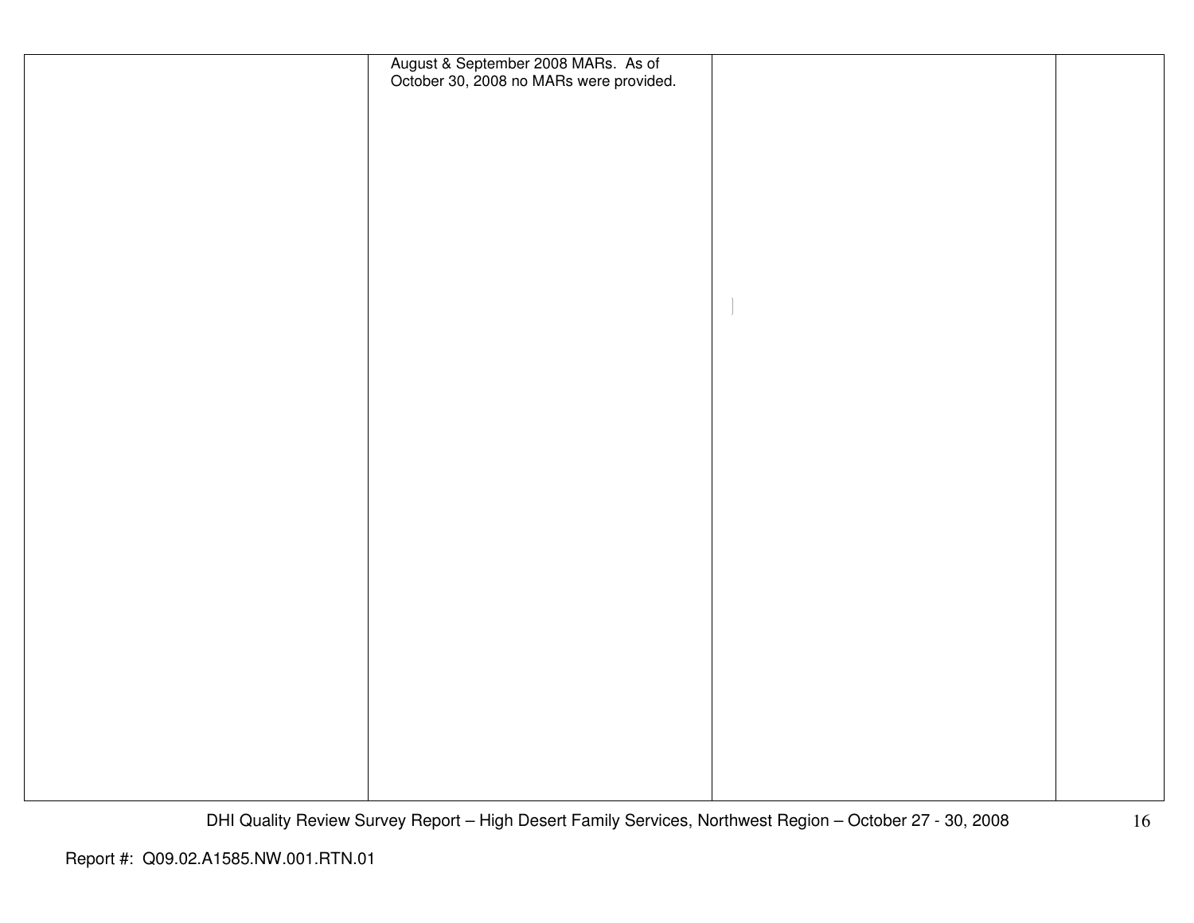| | | | |
|---|---|---|---|
| | August & September 2008 MARs. As of October 30, 2008 no MARs were provided. | | |

Report #: Q09.02.A1585.NW.001.RTN.01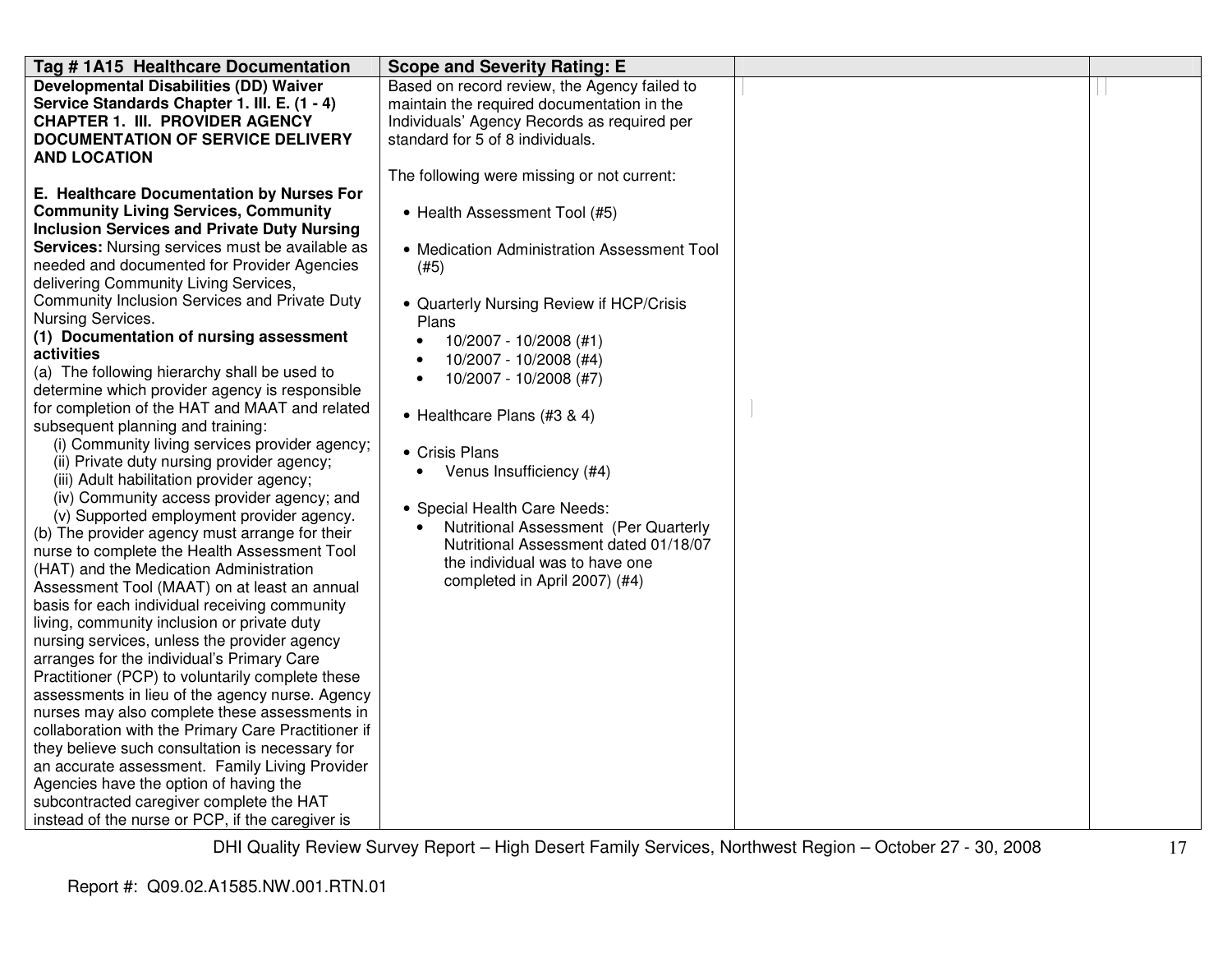| Tag # 1A15 Healthcare Documentation | Scope and Severity Rating: E | | |
|---|---|---|---|
| **Developmental Disabilities (DD) Waiver Service Standards Chapter 1. III. E. (1 - 4) CHAPTER 1. III. PROVIDER AGENCY DOCUMENTATION OF SERVICE DELIVERY AND LOCATION**<br><br>**E. Healthcare Documentation by Nurses For Community Living Services, Community Inclusion Services and Private Duty Nursing Services:** Nursing services must be available as needed and documented for Provider Agencies delivering Community Living Services, Community Inclusion Services and Private Duty Nursing Services.<br>**(1) Documentation of nursing assessment activities**<br>(a) The following hierarchy shall be used to determine which provider agency is responsible for completion of the HAT and MAAT and related subsequent planning and training:<br>(i) Community living services provider agency;<br>(ii) Private duty nursing provider agency;<br>(iii) Adult habilitation provider agency;<br>(iv) Community access provider agency; and<br>(v) Supported employment provider agency.<br>(b) The provider agency must arrange for their nurse to complete the Health Assessment Tool (HAT) and the Medication Administration Assessment Tool (MAAT) on at least an annual basis for each individual receiving community living, community inclusion or private duty nursing services, unless the provider agency arranges for the individual's Primary Care Practitioner (PCP) to voluntarily complete these assessments in lieu of the agency nurse. Agency nurses may also complete these assessments in collaboration with the Primary Care Practitioner if they believe such consultation is necessary for an accurate assessment. Family Living Provider Agencies have the option of having the subcontracted caregiver complete the HAT instead of the nurse or PCP, if the caregiver is | Based on record review, the Agency failed to maintain the required documentation in the Individuals' Agency Records as required per standard for 5 of 8 individuals.<br><br>The following were missing or not current:<br><br>• Health Assessment Tool (#5)<br><br>• Medication Administration Assessment Tool (#5)<br><br>• Quarterly Nursing Review if HCP/Crisis Plans<br>&nbsp;&nbsp;• 10/2007 - 10/2008 (#1)<br>&nbsp;&nbsp;• 10/2007 - 10/2008 (#4)<br>&nbsp;&nbsp;• 10/2007 - 10/2008 (#7)<br><br>• Healthcare Plans (#3 & 4)<br><br>• Crisis Plans<br>&nbsp;&nbsp;• Venus Insufficiency (#4)<br><br>• Special Health Care Needs:<br>&nbsp;&nbsp;• Nutritional Assessment (Per Quarterly Nutritional Assessment dated 01/18/07 the individual was to have one completed in April 2007) (#4) | | |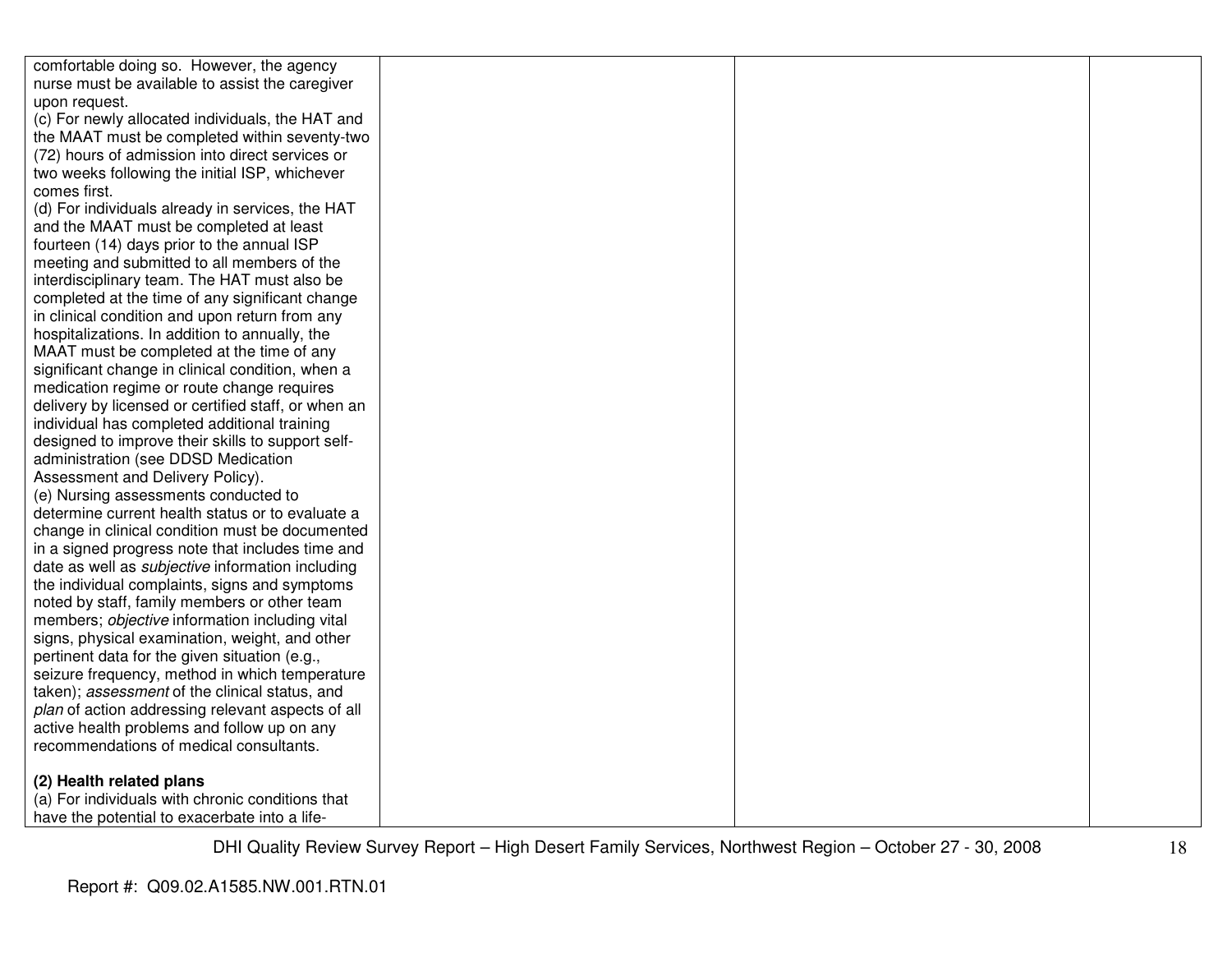| | | | |
|---|---|---|---|
| comfortable doing so. However, the agency nurse must be available to assist the caregiver upon request.<br>(c) For newly allocated individuals, the HAT and the MAAT must be completed within seventy-two (72) hours of admission into direct services or two weeks following the initial ISP, whichever comes first.<br>(d) For individuals already in services, the HAT and the MAAT must be completed at least fourteen (14) days prior to the annual ISP meeting and submitted to all members of the interdisciplinary team. The HAT must also be completed at the time of any significant change in clinical condition and upon return from any hospitalizations. In addition to annually, the MAAT must be completed at the time of any significant change in clinical condition, when a medication regime or route change requires delivery by licensed or certified staff, or when an individual has completed additional training designed to improve their skills to support self-administration (see DDSD Medication Assessment and Delivery Policy).<br>(e) Nursing assessments conducted to determine current health status or to evaluate a change in clinical condition must be documented in a signed progress note that includes time and date as well as *subjective* information including the individual complaints, signs and symptoms noted by staff, family members or other team members; *objective* information including vital signs, physical examination, weight, and other pertinent data for the given situation (e.g., seizure frequency, method in which temperature taken); *assessment* of the clinical status, and *plan* of action addressing relevant aspects of all active health problems and follow up on any recommendations of medical consultants.<br><br>**(2) Health related plans**<br>(a) For individuals with chronic conditions that have the potential to exacerbate into a life- | | | |

Report #: Q09.02.A1585.NW.001.RTN.01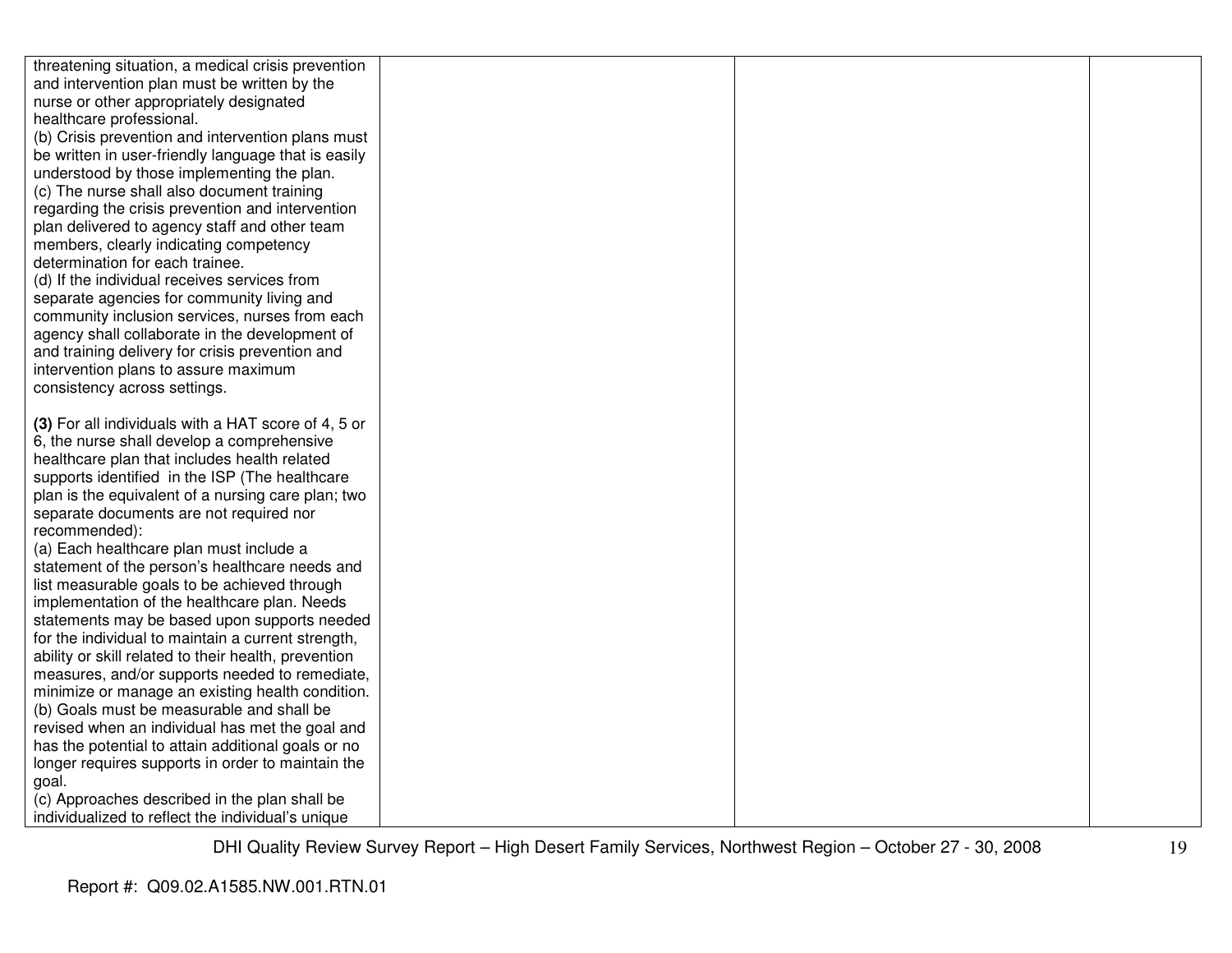| | | | |
|---|---|---|---|
| threatening situation, a medical crisis prevention and intervention plan must be written by the nurse or other appropriately designated healthcare professional.<br>(b) Crisis prevention and intervention plans must be written in user-friendly language that is easily understood by those implementing the plan.<br>(c) The nurse shall also document training regarding the crisis prevention and intervention plan delivered to agency staff and other team members, clearly indicating competency determination for each trainee.<br>(d) If the individual receives services from separate agencies for community living and community inclusion services, nurses from each agency shall collaborate in the development of and training delivery for crisis prevention and intervention plans to assure maximum consistency across settings.<br><br>**(3)** For all individuals with a HAT score of 4, 5 or 6, the nurse shall develop a comprehensive healthcare plan that includes health related supports identified in the ISP (The healthcare plan is the equivalent of a nursing care plan; two separate documents are not required nor recommended):<br>(a) Each healthcare plan must include a statement of the person's healthcare needs and list measurable goals to be achieved through implementation of the healthcare plan. Needs statements may be based upon supports needed for the individual to maintain a current strength, ability or skill related to their health, prevention measures, and/or supports needed to remediate, minimize or manage an existing health condition.<br>(b) Goals must be measurable and shall be revised when an individual has met the goal and has the potential to attain additional goals or no longer requires supports in order to maintain the goal.<br>(c) Approaches described in the plan shall be individualized to reflect the individual's unique | | | |

Report #: Q09.02.A1585.NW.001.RTN.01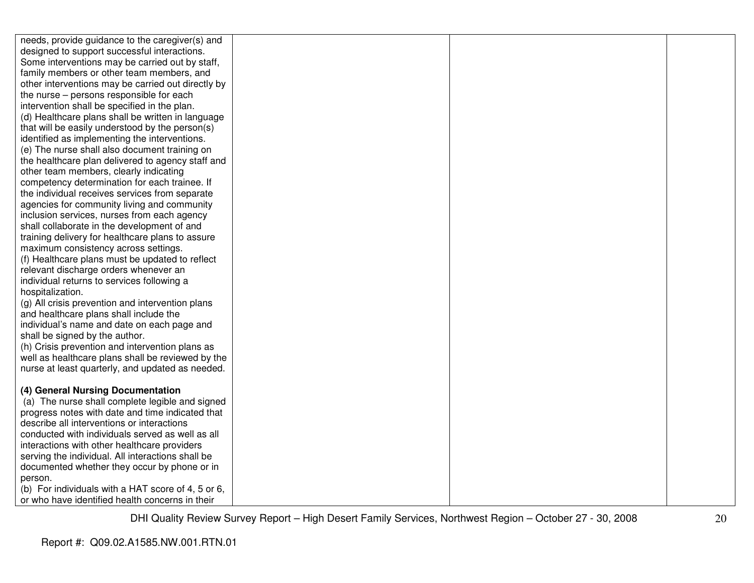| | | | |
|---|---|---|---|
| needs, provide guidance to the caregiver(s) and designed to support successful interactions. Some interventions may be carried out by staff, family members or other team members, and other interventions may be carried out directly by the nurse – persons responsible for each intervention shall be specified in the plan.<br>(d) Healthcare plans shall be written in language that will be easily understood by the person(s) identified as implementing the interventions.<br>(e) The nurse shall also document training on the healthcare plan delivered to agency staff and other team members, clearly indicating competency determination for each trainee. If the individual receives services from separate agencies for community living and community inclusion services, nurses from each agency shall collaborate in the development of and training delivery for healthcare plans to assure maximum consistency across settings.<br>(f) Healthcare plans must be updated to reflect relevant discharge orders whenever an individual returns to services following a hospitalization.<br>(g) All crisis prevention and intervention plans and healthcare plans shall include the individual's name and date on each page and shall be signed by the author.<br>(h) Crisis prevention and intervention plans as well as healthcare plans shall be reviewed by the nurse at least quarterly, and updated as needed.<br><br>**(4) General Nursing Documentation**<br>(a) The nurse shall complete legible and signed progress notes with date and time indicated that describe all interventions or interactions conducted with individuals served as well as all interactions with other healthcare providers serving the individual. All interactions shall be documented whether they occur by phone or in person.<br>(b) For individuals with a HAT score of 4, 5 or 6, or who have identified health concerns in their | | | |

DHI Quality Review Survey Report – High Desert Family Services, Northwest Region – October 27 - 30, 2008

Report #: Q09.02.A1585.NW.001.RTN.01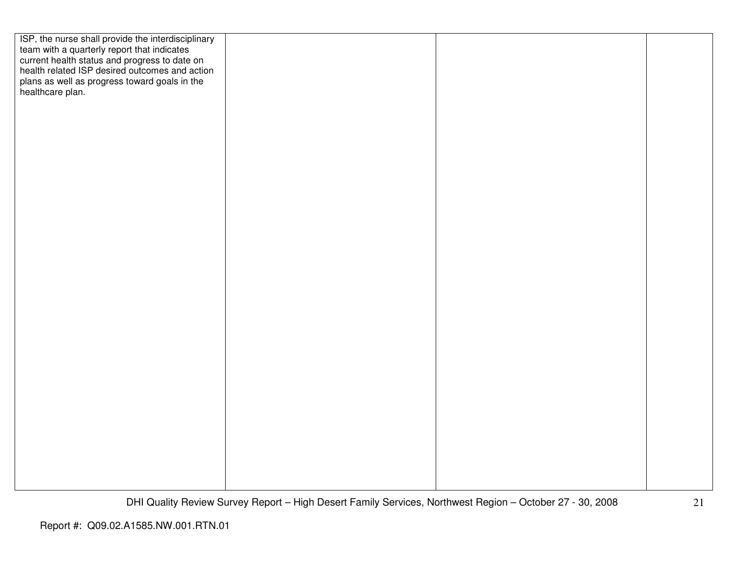| | | | |
|---|---|---|---|
| ISP, the nurse shall provide the interdisciplinary team with a quarterly report that indicates current health status and progress to date on health related ISP desired outcomes and action plans as well as progress toward goals in the healthcare plan. | | | |

Report #: Q09.02.A1585.NW.001.RTN.01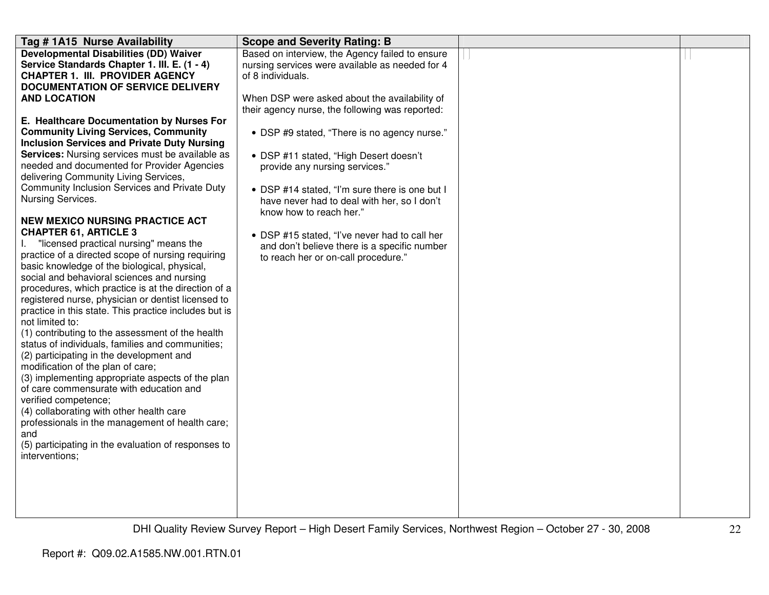| Tag # 1A15 Nurse Availability | Scope and Severity Rating: B | | |
|---|---|---|---|
| **Developmental Disabilities (DD) Waiver Service Standards Chapter 1. III. E. (1 - 4) CHAPTER 1. III. PROVIDER AGENCY DOCUMENTATION OF SERVICE DELIVERY AND LOCATION**<br><br>**E. Healthcare Documentation by Nurses For Community Living Services, Community Inclusion Services and Private Duty Nursing Services:** Nursing services must be available as needed and documented for Provider Agencies delivering Community Living Services, Community Inclusion Services and Private Duty Nursing Services.<br><br>**NEW MEXICO NURSING PRACTICE ACT CHAPTER 61, ARTICLE 3**<br>I. "licensed practical nursing" means the practice of a directed scope of nursing requiring basic knowledge of the biological, physical, social and behavioral sciences and nursing procedures, which practice is at the direction of a registered nurse, physician or dentist licensed to practice in this state. This practice includes but is not limited to:<br>(1) contributing to the assessment of the health status of individuals, families and communities;<br>(2) participating in the development and modification of the plan of care;<br>(3) implementing appropriate aspects of the plan of care commensurate with education and verified competence;<br>(4) collaborating with other health care professionals in the management of health care; and<br>(5) participating in the evaluation of responses to interventions; | Based on interview, the Agency failed to ensure nursing services were available as needed for 4 of 8 individuals.<br><br>When DSP were asked about the availability of their agency nurse, the following was reported:<br><br>• DSP #9 stated, "There is no agency nurse."<br><br>• DSP #11 stated, "High Desert doesn't provide any nursing services."<br><br>• DSP #14 stated, "I'm sure there is one but I have never had to deal with her, so I don't know how to reach her."<br><br>• DSP #15 stated, "I've never had to call her and don't believe there is a specific number to reach her or on-call procedure." | | |

Report #: Q09.02.A1585.NW.001.RTN.01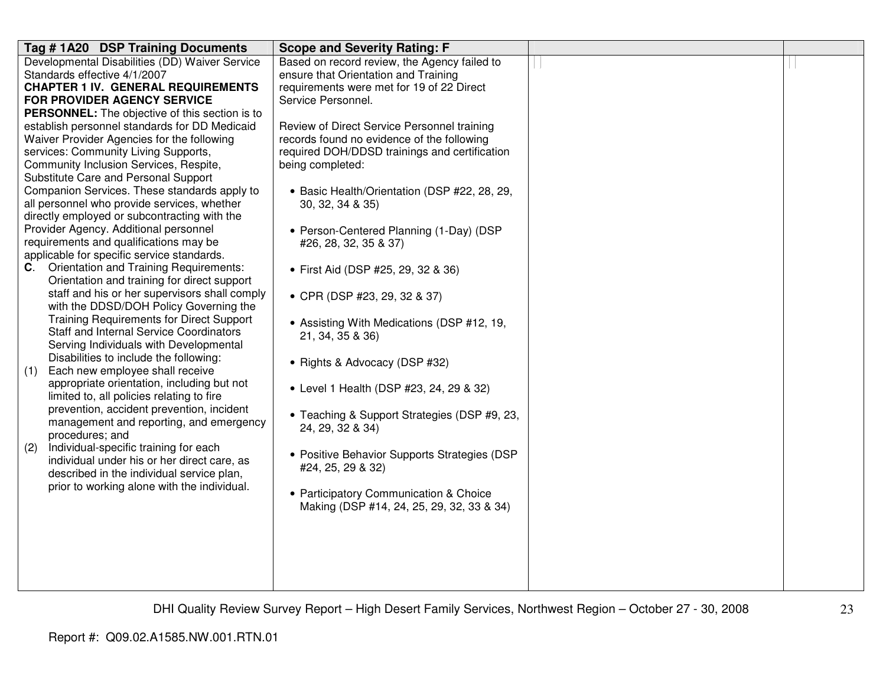| Tag # 1A20 DSP Training Documents | Scope and Severity Rating: F | | |
|---|---|---|---|
| Developmental Disabilities (DD) Waiver Service Standards effective 4/1/2007<br>**CHAPTER 1 IV. GENERAL REQUIREMENTS FOR PROVIDER AGENCY SERVICE PERSONNEL:** The objective of this section is to establish personnel standards for DD Medicaid Waiver Provider Agencies for the following services: Community Living Supports, Community Inclusion Services, Respite, Substitute Care and Personal Support Companion Services. These standards apply to all personnel who provide services, whether directly employed or subcontracting with the Provider Agency. Additional personnel requirements and qualifications may be applicable for specific service standards.<br>**C.** Orientation and Training Requirements: Orientation and training for direct support staff and his or her supervisors shall comply with the DDSD/DOH Policy Governing the Training Requirements for Direct Support Staff and Internal Service Coordinators Serving Individuals with Developmental Disabilities to include the following:<br>(1) Each new employee shall receive appropriate orientation, including but not limited to, all policies relating to fire prevention, accident prevention, incident management and reporting, and emergency procedures; and<br>(2) Individual-specific training for each individual under his or her direct care, as described in the individual service plan, prior to working alone with the individual. | Based on record review, the Agency failed to ensure that Orientation and Training requirements were met for 19 of 22 Direct Service Personnel.<br><br>Review of Direct Service Personnel training records found no evidence of the following required DOH/DDSD trainings and certification being completed:<br><br>• Basic Health/Orientation (DSP #22, 28, 29, 30, 32, 34 & 35)<br><br>• Person-Centered Planning (1-Day) (DSP #26, 28, 32, 35 & 37)<br><br>• First Aid (DSP #25, 29, 32 & 36)<br><br>• CPR (DSP #23, 29, 32 & 37)<br><br>• Assisting With Medications (DSP #12, 19, 21, 34, 35 & 36)<br><br>• Rights & Advocacy (DSP #32)<br><br>• Level 1 Health (DSP #23, 24, 29 & 32)<br><br>• Teaching & Support Strategies (DSP #9, 23, 24, 29, 32 & 34)<br><br>• Positive Behavior Supports Strategies (DSP #24, 25, 29 & 32)<br><br>• Participatory Communication & Choice Making (DSP #14, 24, 25, 29, 32, 33 & 34) | | |

Report #: Q09.02.A1585.NW.001.RTN.01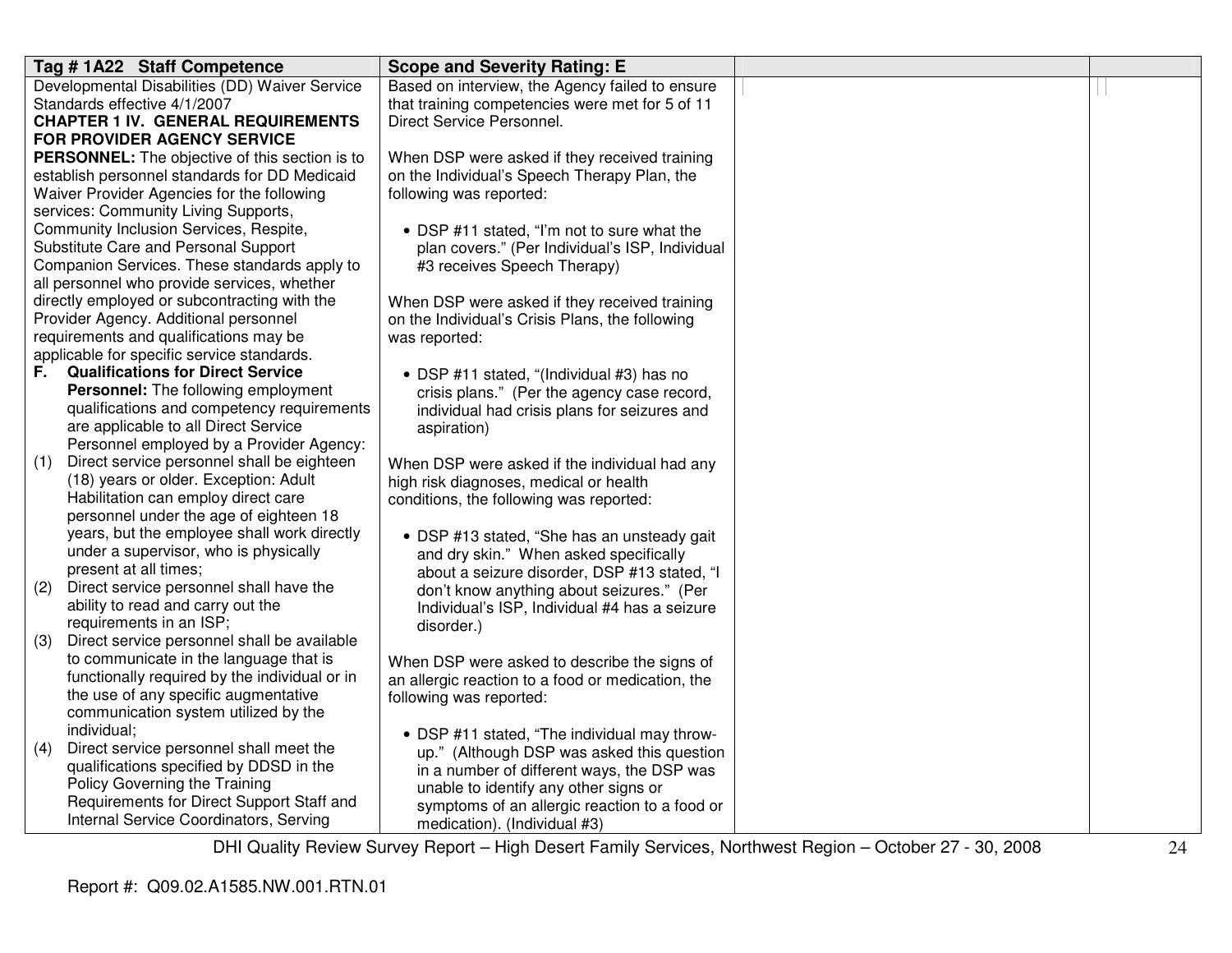| Tag # 1A22 Staff Competence | Scope and Severity Rating: E | | |
|---|---|---|---|
| Developmental Disabilities (DD) Waiver Service Standards effective 4/1/2007<br>**CHAPTER 1 IV. GENERAL REQUIREMENTS FOR PROVIDER AGENCY SERVICE PERSONNEL:** The objective of this section is to establish personnel standards for DD Medicaid Waiver Provider Agencies for the following services: Community Living Supports, Community Inclusion Services, Respite, Substitute Care and Personal Support Companion Services. These standards apply to all personnel who provide services, whether directly employed or subcontracting with the Provider Agency. Additional personnel requirements and qualifications may be applicable for specific service standards.<br>**F. Qualifications for Direct Service Personnel:** The following employment qualifications and competency requirements are applicable to all Direct Service Personnel employed by a Provider Agency:<br>(1) Direct service personnel shall be eighteen (18) years or older. Exception: Adult Habilitation can employ direct care personnel under the age of eighteen 18 years, but the employee shall work directly under a supervisor, who is physically present at all times;<br>(2) Direct service personnel shall have the ability to read and carry out the requirements in an ISP;<br>(3) Direct service personnel shall be available to communicate in the language that is functionally required by the individual or in the use of any specific augmentative communication system utilized by the individual;<br>(4) Direct service personnel shall meet the qualifications specified by DDSD in the Policy Governing the Training Requirements for Direct Support Staff and Internal Service Coordinators, Serving | Based on interview, the Agency failed to ensure that training competencies were met for 5 of 11 Direct Service Personnel.<br><br>When DSP were asked if they received training on the Individual's Speech Therapy Plan, the following was reported:<br><br>• DSP #11 stated, "I'm not to sure what the plan covers." (Per Individual's ISP, Individual #3 receives Speech Therapy)<br><br>When DSP were asked if they received training on the Individual's Crisis Plans, the following was reported:<br><br>• DSP #11 stated, "(Individual #3) has no crisis plans." (Per the agency case record, individual had crisis plans for seizures and aspiration)<br><br>When DSP were asked if the individual had any high risk diagnoses, medical or health conditions, the following was reported:<br><br>• DSP #13 stated, "She has an unsteady gait and dry skin." When asked specifically about a seizure disorder, DSP #13 stated, "I don't know anything about seizures." (Per Individual's ISP, Individual #4 has a seizure disorder.)<br><br>When DSP were asked to describe the signs of an allergic reaction to a food or medication, the following was reported:<br><br>• DSP #11 stated, "The individual may throw-up." (Although DSP was asked this question in a number of different ways, the DSP was unable to identify any other signs or symptoms of an allergic reaction to a food or medication). (Individual #3) | | |

Report #: Q09.02.A1585.NW.001.RTN.01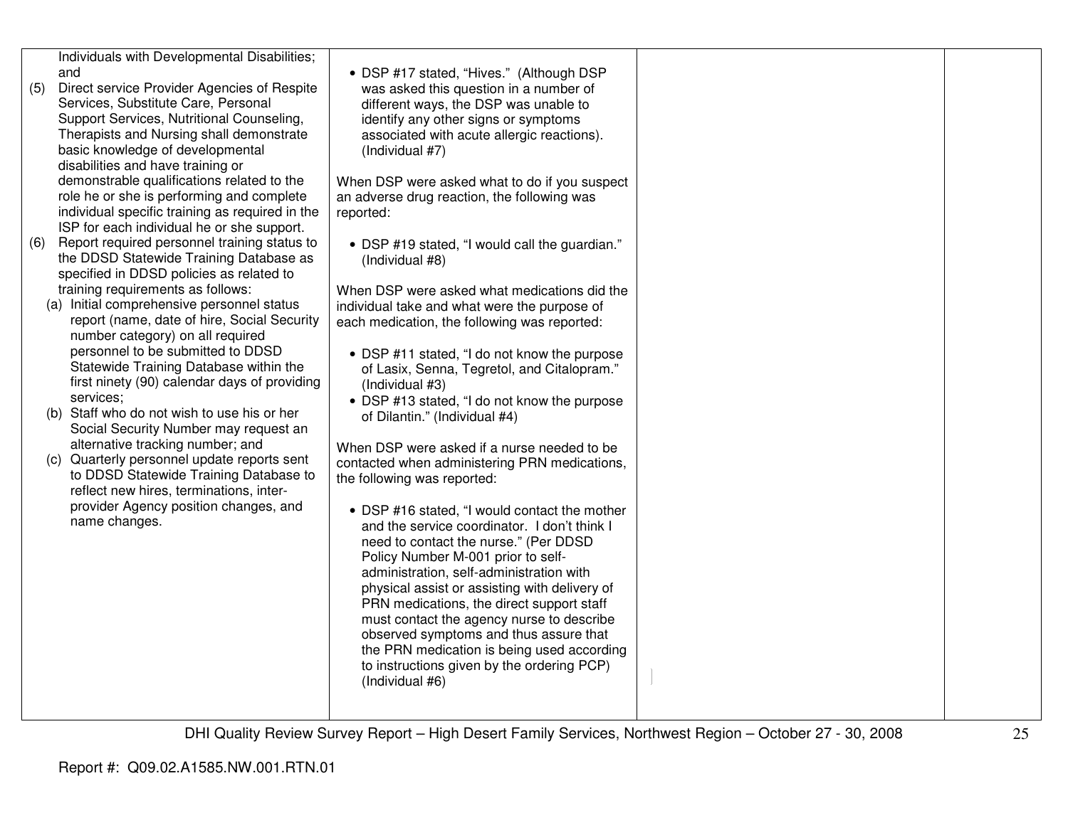| | | | |
|---|---|---|---|
| Individuals with Developmental Disabilities; and<br>(5) Direct service Provider Agencies of Respite Services, Substitute Care, Personal Support Services, Nutritional Counseling, Therapists and Nursing shall demonstrate basic knowledge of developmental disabilities and have training or demonstrable qualifications related to the role he or she is performing and complete individual specific training as required in the ISP for each individual he or she support.<br>(6) Report required personnel training status to the DDSD Statewide Training Database as specified in DDSD policies as related to training requirements as follows:<br>(a) Initial comprehensive personnel status report (name, date of hire, Social Security number category) on all required personnel to be submitted to DDSD Statewide Training Database within the first ninety (90) calendar days of providing services;<br>(b) Staff who do not wish to use his or her Social Security Number may request an alternative tracking number; and<br>(c) Quarterly personnel update reports sent to DDSD Statewide Training Database to reflect new hires, terminations, inter-provider Agency position changes, and name changes. | • DSP #17 stated, "Hives." (Although DSP was asked this question in a number of different ways, the DSP was unable to identify any other signs or symptoms associated with acute allergic reactions). (Individual #7)<br><br>When DSP were asked what to do if you suspect an adverse drug reaction, the following was reported:<br><br>• DSP #19 stated, "I would call the guardian." (Individual #8)<br><br>When DSP were asked what medications did the individual take and what were the purpose of each medication, the following was reported:<br><br>• DSP #11 stated, "I do not know the purpose of Lasix, Senna, Tegretol, and Citalopram." (Individual #3)<br>• DSP #13 stated, "I do not know the purpose of Dilantin." (Individual #4)<br><br>When DSP were asked if a nurse needed to be contacted when administering PRN medications, the following was reported:<br><br>• DSP #16 stated, "I would contact the mother and the service coordinator. I don't think I need to contact the nurse." (Per DDSD Policy Number M-001 prior to self-administration, self-administration with physical assist or assisting with delivery of PRN medications, the direct support staff must contact the agency nurse to describe observed symptoms and thus assure that the PRN medication is being used according to instructions given by the ordering PCP) (Individual #6) | | |

DHI Quality Review Survey Report – High Desert Family Services, Northwest Region – October 27 - 30, 2008

Report #: Q09.02.A1585.NW.001.RTN.01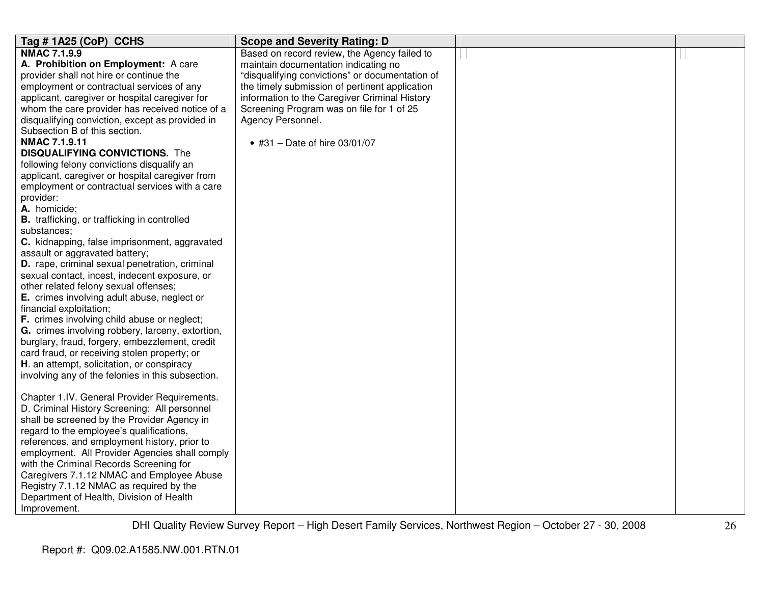| Tag # 1A25 (CoP) CCHS | Scope and Severity Rating: D | | |
|---|---|---|---|
| **NMAC 7.1.9.9**<br>**A. Prohibition on Employment:** A care provider shall not hire or continue the employment or contractual services of any applicant, caregiver or hospital caregiver for whom the care provider has received notice of a disqualifying conviction, except as provided in Subsection B of this section.<br>**NMAC 7.1.9.11**<br>**DISQUALIFYING CONVICTIONS.** The following felony convictions disqualify an applicant, caregiver or hospital caregiver from employment or contractual services with a care provider:<br>**A.** homicide;<br>**B.** trafficking, or trafficking in controlled substances;<br>**C.** kidnapping, false imprisonment, aggravated assault or aggravated battery;<br>**D.** rape, criminal sexual penetration, criminal sexual contact, incest, indecent exposure, or other related felony sexual offenses;<br>**E.** crimes involving adult abuse, neglect or financial exploitation;<br>**F.** crimes involving child abuse or neglect;<br>**G.** crimes involving robbery, larceny, extortion, burglary, fraud, forgery, embezzlement, credit card fraud, or receiving stolen property; or<br>**H**. an attempt, solicitation, or conspiracy involving any of the felonies in this subsection.<br><br>Chapter 1.IV. General Provider Requirements. D. Criminal History Screening: All personnel shall be screened by the Provider Agency in regard to the employee's qualifications, references, and employment history, prior to employment. All Provider Agencies shall comply with the Criminal Records Screening for Caregivers 7.1.12 NMAC and Employee Abuse Registry 7.1.12 NMAC as required by the Department of Health, Division of Health Improvement. | Based on record review, the Agency failed to maintain documentation indicating no "disqualifying convictions" or documentation of the timely submission of pertinent application information to the Caregiver Criminal History Screening Program was on file for 1 of 25 Agency Personnel.<br><br>• #31 – Date of hire 03/01/07 | | |

Report #: Q09.02.A1585.NW.001.RTN.01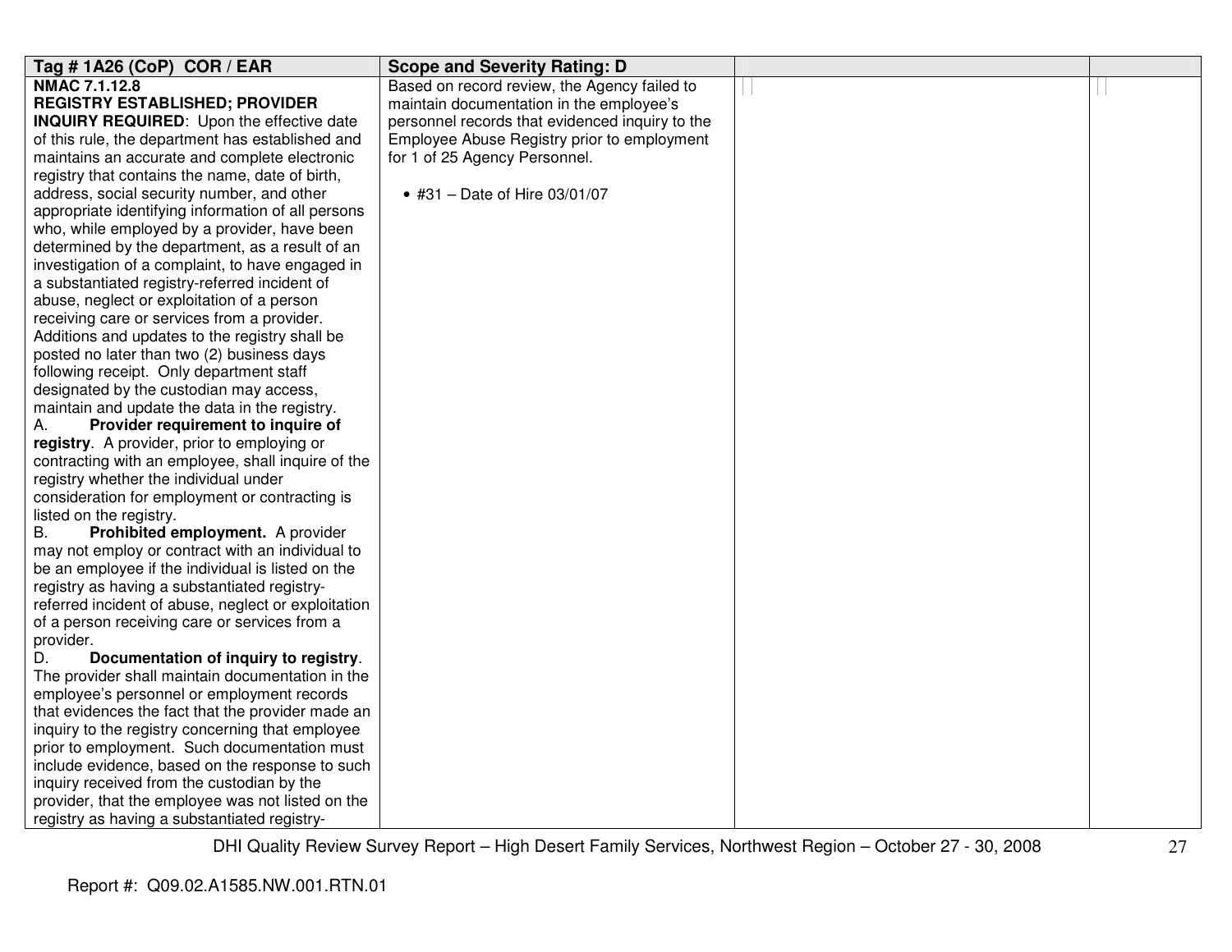| Tag # 1A26 (CoP) COR / EAR | Scope and Severity Rating: D | | |
|---|---|---|---|
| **NMAC 7.1.12.8**<br>**REGISTRY ESTABLISHED; PROVIDER INQUIRY REQUIRED**: Upon the effective date of this rule, the department has established and maintains an accurate and complete electronic registry that contains the name, date of birth, address, social security number, and other appropriate identifying information of all persons who, while employed by a provider, have been determined by the department, as a result of an investigation of a complaint, to have engaged in a substantiated registry-referred incident of abuse, neglect or exploitation of a person receiving care or services from a provider. Additions and updates to the registry shall be posted no later than two (2) business days following receipt. Only department staff designated by the custodian may access, maintain and update the data in the registry.<br>A. **Provider requirement to inquire of registry**. A provider, prior to employing or contracting with an employee, shall inquire of the registry whether the individual under consideration for employment or contracting is listed on the registry.<br>B. **Prohibited employment.** A provider may not employ or contract with an individual to be an employee if the individual is listed on the registry as having a substantiated registry-referred incident of abuse, neglect or exploitation of a person receiving care or services from a provider.<br>D. **Documentation of inquiry to registry**. The provider shall maintain documentation in the employee's personnel or employment records that evidences the fact that the provider made an inquiry to the registry concerning that employee prior to employment. Such documentation must include evidence, based on the response to such inquiry received from the custodian by the provider, that the employee was not listed on the registry as having a substantiated registry- | Based on record review, the Agency failed to maintain documentation in the employee's personnel records that evidenced inquiry to the Employee Abuse Registry prior to employment for 1 of 25 Agency Personnel.<br><br>• #31 – Date of Hire 03/01/07 | | |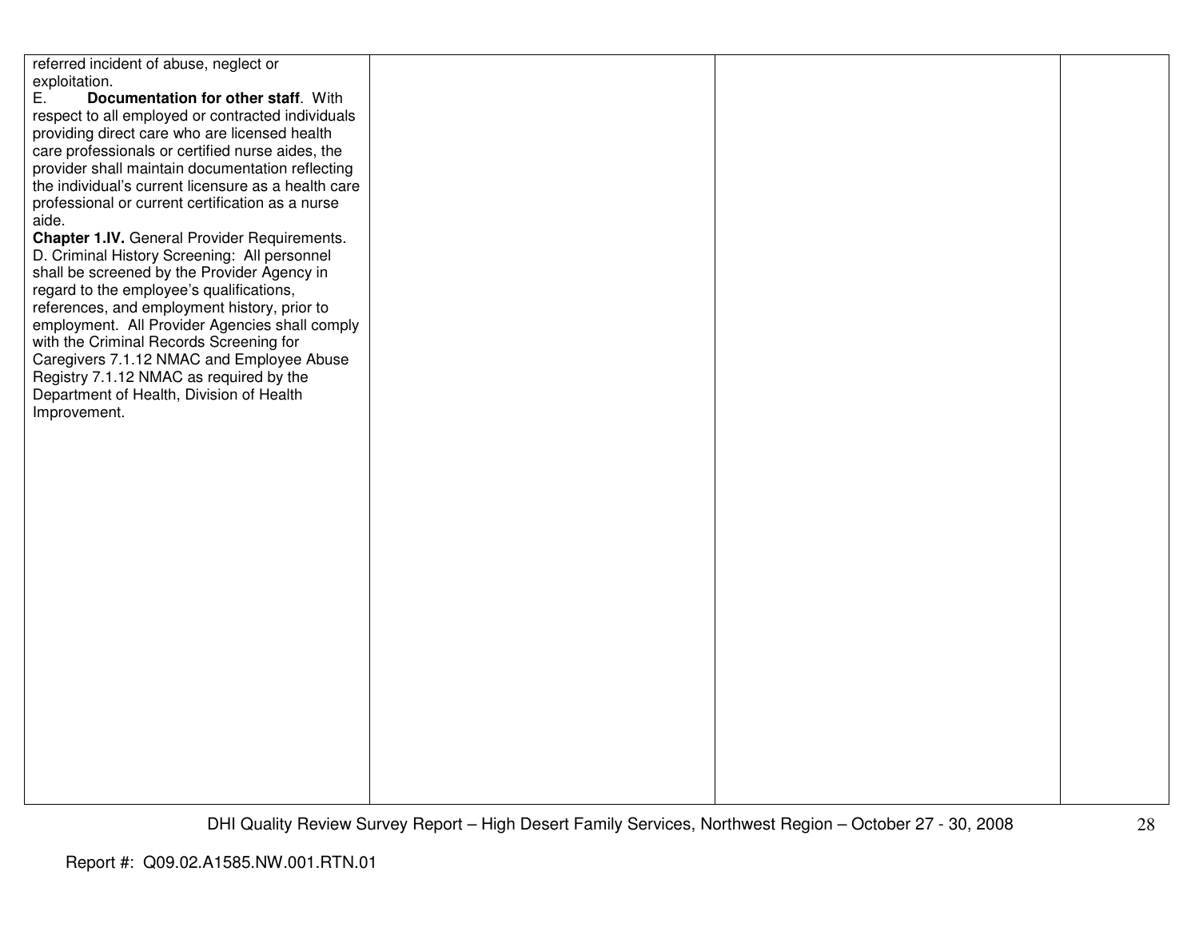| | | | |
|---|---|---|---|
| referred incident of abuse, neglect or exploitation.<br>E. **Documentation for other staff**. With respect to all employed or contracted individuals providing direct care who are licensed health care professionals or certified nurse aides, the provider shall maintain documentation reflecting the individual's current licensure as a health care professional or current certification as a nurse aide.<br>**Chapter 1.IV.** General Provider Requirements. D. Criminal History Screening: All personnel shall be screened by the Provider Agency in regard to the employee's qualifications, references, and employment history, prior to employment. All Provider Agencies shall comply with the Criminal Records Screening for Caregivers 7.1.12 NMAC and Employee Abuse Registry 7.1.12 NMAC as required by the Department of Health, Division of Health Improvement. | | | |

Report #: Q09.02.A1585.NW.001.RTN.01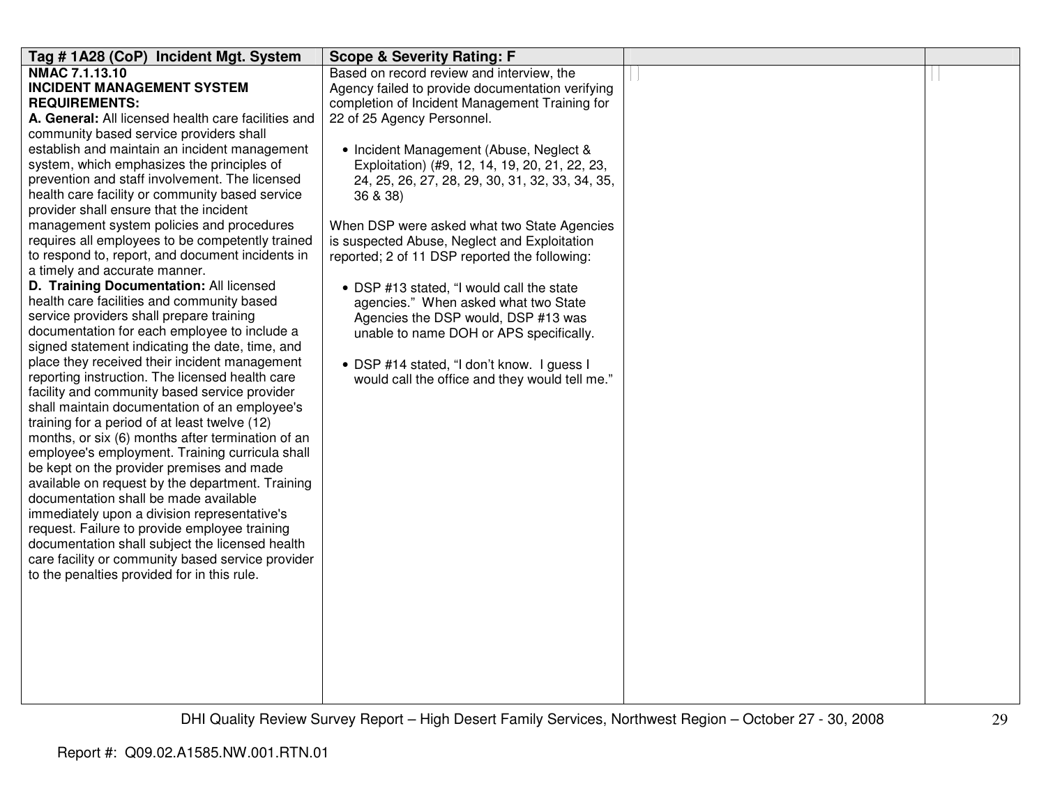| Tag # 1A28 (CoP) Incident Mgt. System | Scope & Severity Rating: F | | |
|---|---|---|---|
| **NMAC 7.1.13.10**<br>**INCIDENT MANAGEMENT SYSTEM REQUIREMENTS:**<br>**A. General:** All licensed health care facilities and community based service providers shall establish and maintain an incident management system, which emphasizes the principles of prevention and staff involvement. The licensed health care facility or community based service provider shall ensure that the incident management system policies and procedures requires all employees to be competently trained to respond to, report, and document incidents in a timely and accurate manner.<br>**D. Training Documentation:** All licensed health care facilities and community based service providers shall prepare training documentation for each employee to include a signed statement indicating the date, time, and place they received their incident management reporting instruction. The licensed health care facility and community based service provider shall maintain documentation of an employee's training for a period of at least twelve (12) months, or six (6) months after termination of an employee's employment. Training curricula shall be kept on the provider premises and made available on request by the department. Training documentation shall be made available immediately upon a division representative's request. Failure to provide employee training documentation shall subject the licensed health care facility or community based service provider to the penalties provided for in this rule. | Based on record review and interview, the Agency failed to provide documentation verifying completion of Incident Management Training for 22 of 25 Agency Personnel.<br><br>• Incident Management (Abuse, Neglect & Exploitation) (#9, 12, 14, 19, 20, 21, 22, 23, 24, 25, 26, 27, 28, 29, 30, 31, 32, 33, 34, 35, 36 & 38)<br><br>When DSP were asked what two State Agencies is suspected Abuse, Neglect and Exploitation reported; 2 of 11 DSP reported the following:<br><br>• DSP #13 stated, "I would call the state agencies." When asked what two State Agencies the DSP would, DSP #13 was unable to name DOH or APS specifically.<br><br>• DSP #14 stated, "I don't know. I guess I would call the office and they would tell me." | | |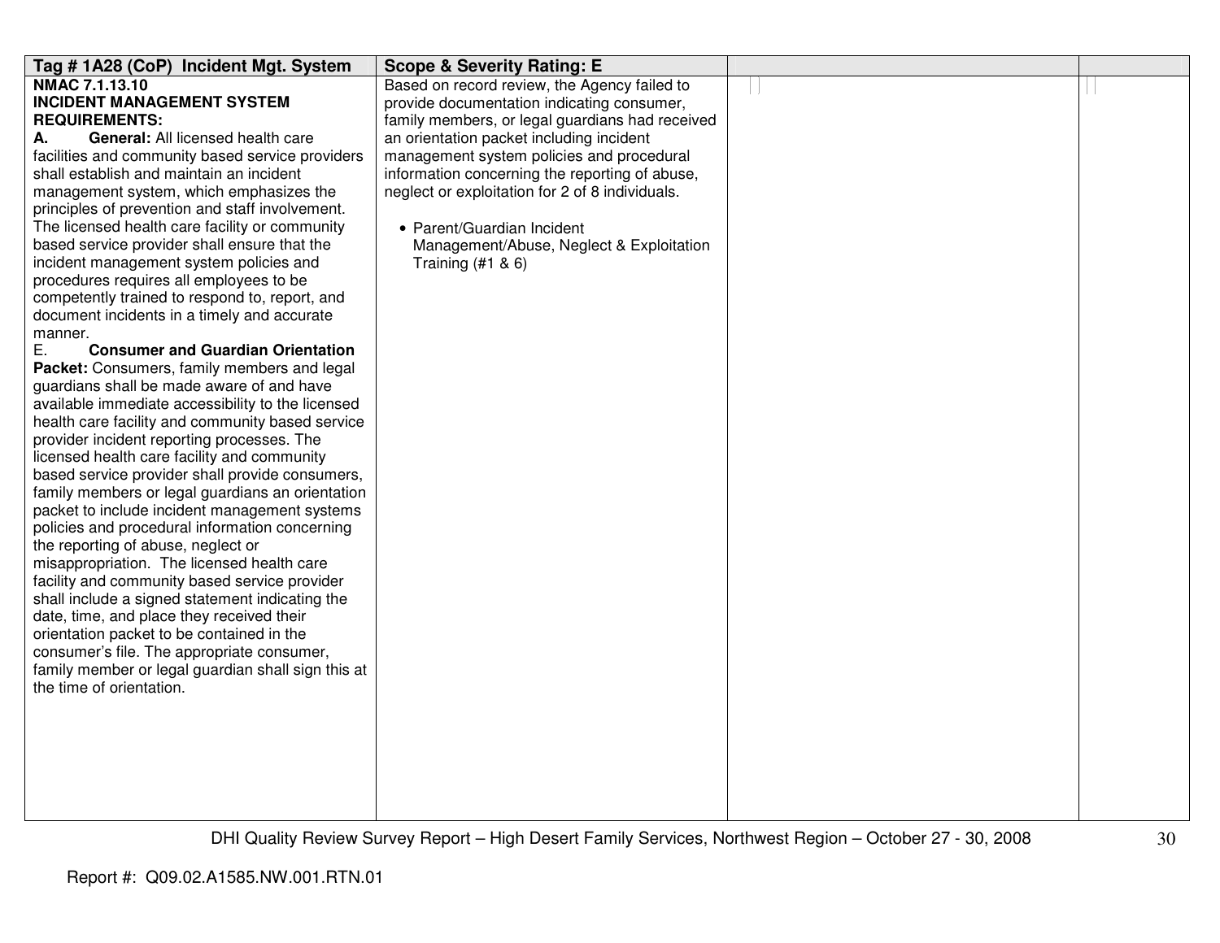| Tag # 1A28 (CoP) Incident Mgt. System | Scope & Severity Rating: E | | |
|---|---|---|---|
| **NMAC 7.1.13.10**<br>**INCIDENT MANAGEMENT SYSTEM REQUIREMENTS:**<br>**A. General:** All licensed health care facilities and community based service providers shall establish and maintain an incident management system, which emphasizes the principles of prevention and staff involvement. The licensed health care facility or community based service provider shall ensure that the incident management system policies and procedures requires all employees to be competently trained to respond to, report, and document incidents in a timely and accurate manner.<br>E. **Consumer and Guardian Orientation Packet:** Consumers, family members and legal guardians shall be made aware of and have available immediate accessibility to the licensed health care facility and community based service provider incident reporting processes. The licensed health care facility and community based service provider shall provide consumers, family members or legal guardians an orientation packet to include incident management systems policies and procedural information concerning the reporting of abuse, neglect or misappropriation. The licensed health care facility and community based service provider shall include a signed statement indicating the date, time, and place they received their orientation packet to be contained in the consumer's file. The appropriate consumer, family member or legal guardian shall sign this at the time of orientation. | Based on record review, the Agency failed to provide documentation indicating consumer, family members, or legal guardians had received an orientation packet including incident management system policies and procedural information concerning the reporting of abuse, neglect or exploitation for 2 of 8 individuals.<br><br>• Parent/Guardian Incident Management/Abuse, Neglect & Exploitation Training (#1 & 6) | | |

Report #: Q09.02.A1585.NW.001.RTN.01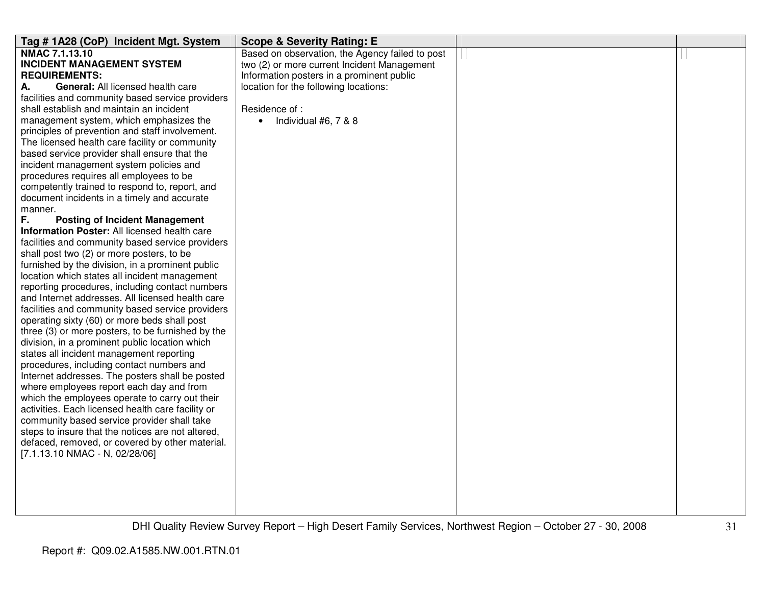| Tag # 1A28 (CoP) Incident Mgt. System | Scope & Severity Rating: E | | |
|---|---|---|---|
| **NMAC 7.1.13.10**<br>**INCIDENT MANAGEMENT SYSTEM REQUIREMENTS:**<br>**A. General:** All licensed health care facilities and community based service providers shall establish and maintain an incident management system, which emphasizes the principles of prevention and staff involvement. The licensed health care facility or community based service provider shall ensure that the incident management system policies and procedures requires all employees to be competently trained to respond to, report, and document incidents in a timely and accurate manner.<br>**F. Posting of Incident Management Information Poster:** All licensed health care facilities and community based service providers shall post two (2) or more posters, to be furnished by the division, in a prominent public location which states all incident management reporting procedures, including contact numbers and Internet addresses. All licensed health care facilities and community based service providers operating sixty (60) or more beds shall post three (3) or more posters, to be furnished by the division, in a prominent public location which states all incident management reporting procedures, including contact numbers and Internet addresses. The posters shall be posted where employees report each day and from which the employees operate to carry out their activities. Each licensed health care facility or community based service provider shall take steps to insure that the notices are not altered, defaced, removed, or covered by other material.<br>[7.1.13.10 NMAC - N, 02/28/06] | Based on observation, the Agency failed to post two (2) or more current Incident Management Information posters in a prominent public location for the following locations:<br><br>Residence of :<br>• Individual #6, 7 & 8 | | |

Report #: Q09.02.A1585.NW.001.RTN.01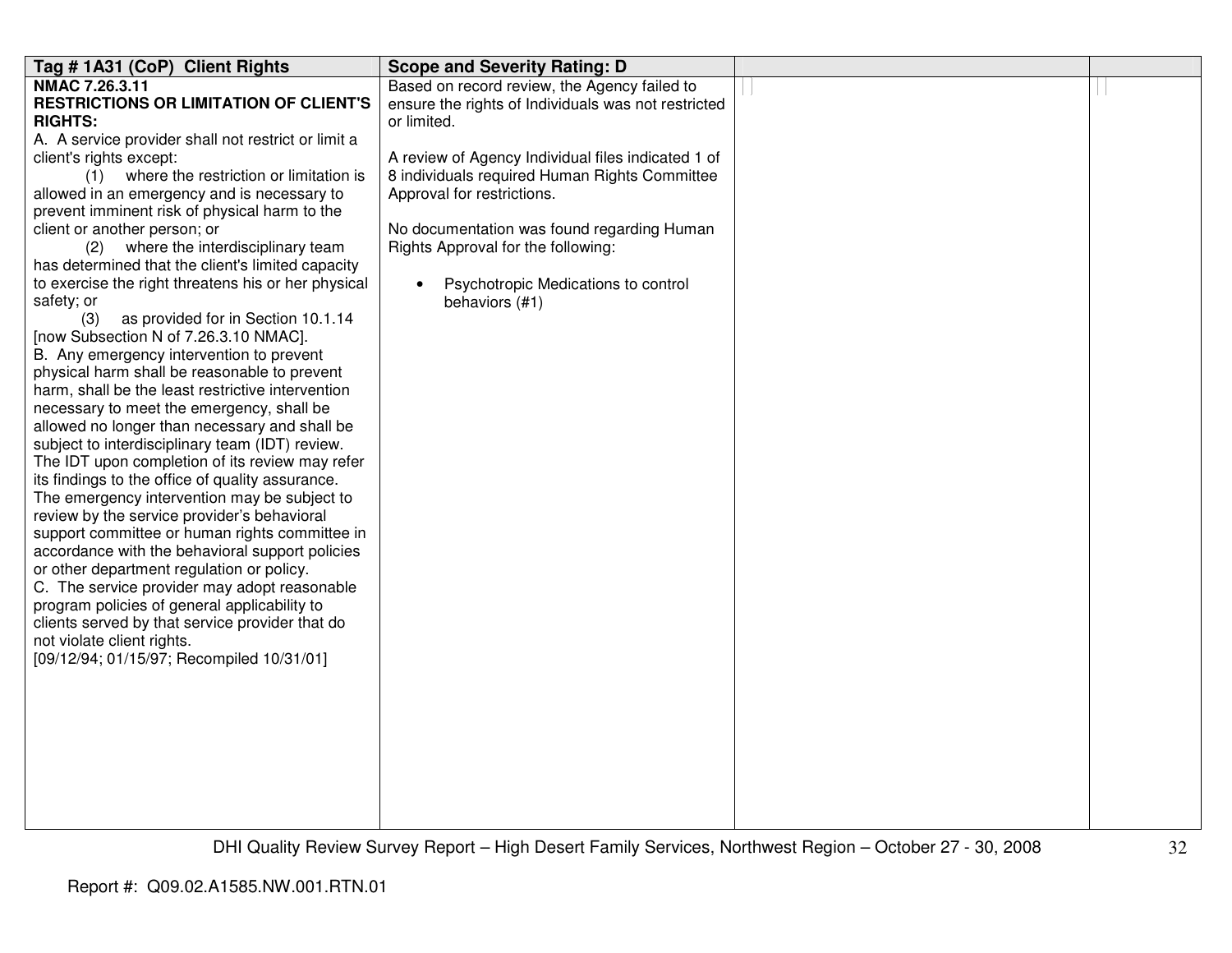| Tag # 1A31 (CoP) Client Rights | Scope and Severity Rating: D | | |
|---|---|---|---|
| **NMAC 7.26.3.11**<br>**RESTRICTIONS OR LIMITATION OF CLIENT'S RIGHTS:**<br>A. A service provider shall not restrict or limit a client's rights except:<br>(1) where the restriction or limitation is allowed in an emergency and is necessary to prevent imminent risk of physical harm to the client or another person; or<br>(2) where the interdisciplinary team has determined that the client's limited capacity to exercise the right threatens his or her physical safety; or<br>(3) as provided for in Section 10.1.14 [now Subsection N of 7.26.3.10 NMAC].<br>B. Any emergency intervention to prevent physical harm shall be reasonable to prevent harm, shall be the least restrictive intervention necessary to meet the emergency, shall be allowed no longer than necessary and shall be subject to interdisciplinary team (IDT) review. The IDT upon completion of its review may refer its findings to the office of quality assurance. The emergency intervention may be subject to review by the service provider's behavioral support committee or human rights committee in accordance with the behavioral support policies or other department regulation or policy.<br>C. The service provider may adopt reasonable program policies of general applicability to clients served by that service provider that do not violate client rights.<br>[09/12/94; 01/15/97; Recompiled 10/31/01] | Based on record review, the Agency failed to ensure the rights of Individuals was not restricted or limited.<br><br>A review of Agency Individual files indicated 1 of 8 individuals required Human Rights Committee Approval for restrictions.<br><br>No documentation was found regarding Human Rights Approval for the following:<br><br>• Psychotropic Medications to control behaviors (#1) | | |

Report #: Q09.02.A1585.NW.001.RTN.01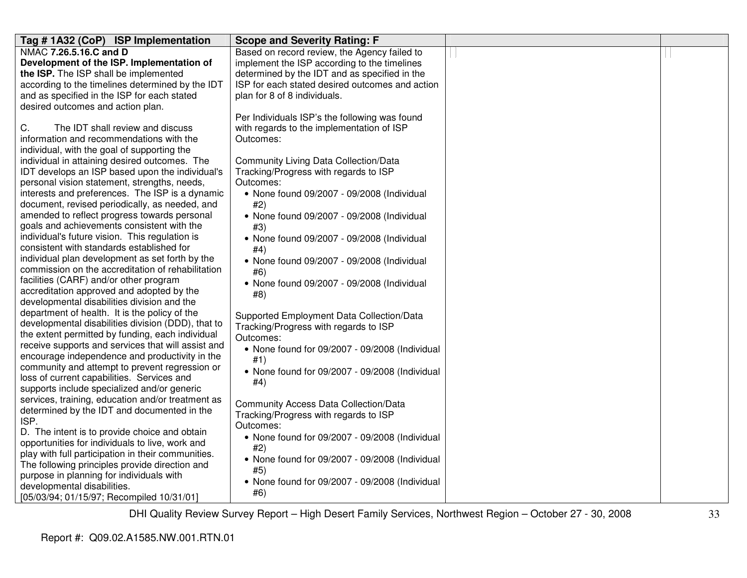| Tag # 1A32 (CoP) ISP Implementation | Scope and Severity Rating: F | | |
|---|---|---|---|
| NMAC **7.26.5.16.C and D**<br>**Development of the ISP. Implementation of the ISP.** The ISP shall be implemented according to the timelines determined by the IDT and as specified in the ISP for each stated desired outcomes and action plan.<br><br>C. The IDT shall review and discuss information and recommendations with the individual, with the goal of supporting the individual in attaining desired outcomes. The IDT develops an ISP based upon the individual's personal vision statement, strengths, needs, interests and preferences. The ISP is a dynamic document, revised periodically, as needed, and amended to reflect progress towards personal goals and achievements consistent with the individual's future vision. This regulation is consistent with standards established for individual plan development as set forth by the commission on the accreditation of rehabilitation facilities (CARF) and/or other program accreditation approved and adopted by the developmental disabilities division and the department of health. It is the policy of the developmental disabilities division (DDD), that to the extent permitted by funding, each individual receive supports and services that will assist and encourage independence and productivity in the community and attempt to prevent regression or loss of current capabilities. Services and supports include specialized and/or generic services, training, education and/or treatment as determined by the IDT and documented in the ISP.<br>D. The intent is to provide choice and obtain opportunities for individuals to live, work and play with full participation in their communities. The following principles provide direction and purpose in planning for individuals with developmental disabilities.<br>[05/03/94; 01/15/97; Recompiled 10/31/01] | Based on record review, the Agency failed to implement the ISP according to the timelines determined by the IDT and as specified in the ISP for each stated desired outcomes and action plan for 8 of 8 individuals.<br><br>Per Individuals ISP's the following was found with regards to the implementation of ISP Outcomes:<br><br>Community Living Data Collection/Data Tracking/Progress with regards to ISP Outcomes:<br>• None found 09/2007 - 09/2008 (Individual #2)<br>• None found 09/2007 - 09/2008 (Individual #3)<br>• None found 09/2007 - 09/2008 (Individual #4)<br>• None found 09/2007 - 09/2008 (Individual #6)<br>• None found 09/2007 - 09/2008 (Individual #8)<br><br>Supported Employment Data Collection/Data Tracking/Progress with regards to ISP Outcomes:<br>• None found for 09/2007 - 09/2008 (Individual #1)<br>• None found for 09/2007 - 09/2008 (Individual #4)<br><br>Community Access Data Collection/Data Tracking/Progress with regards to ISP Outcomes:<br>• None found for 09/2007 - 09/2008 (Individual #2)<br>• None found for 09/2007 - 09/2008 (Individual #5)<br>• None found for 09/2007 - 09/2008 (Individual #6) | | |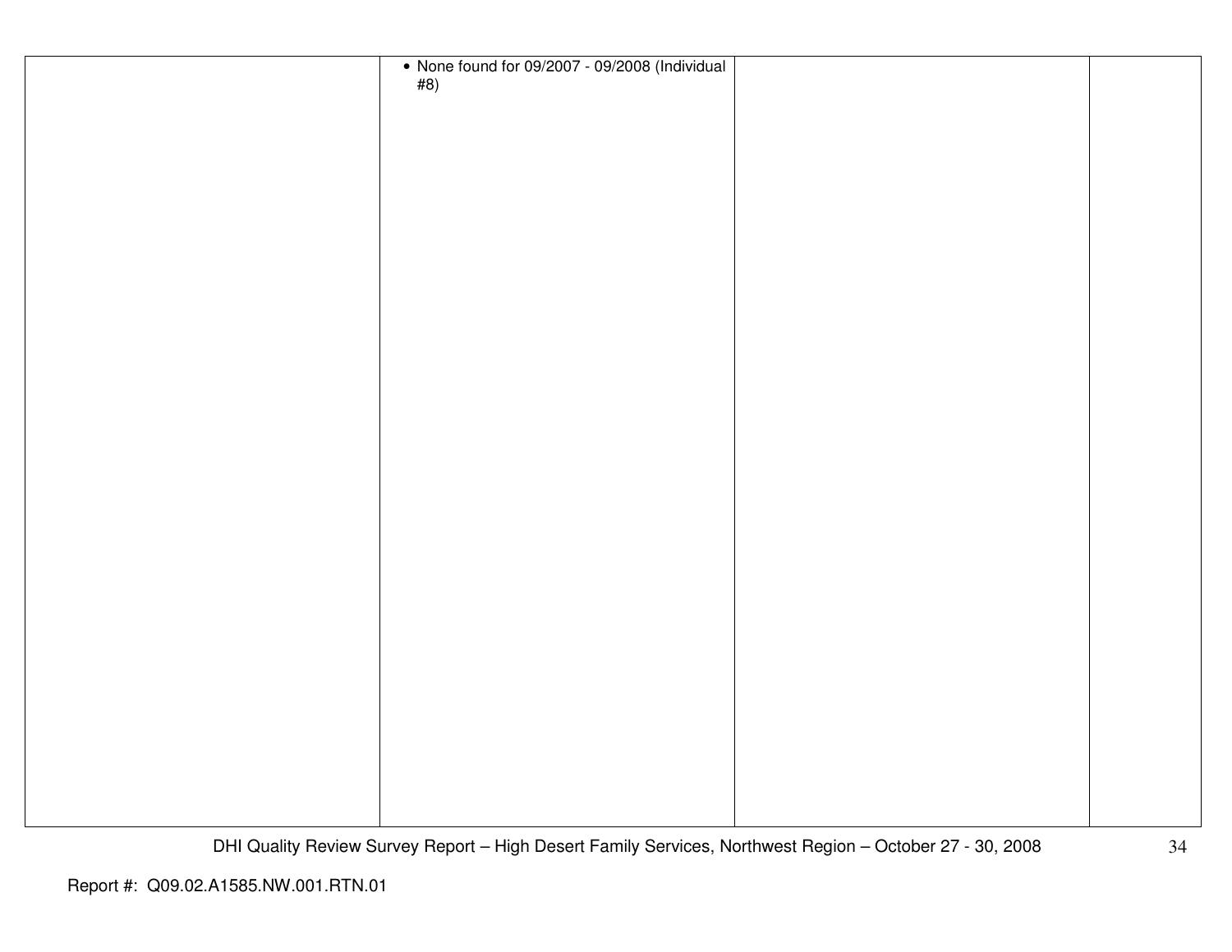| | | | |
|---|---|---|---|
| | • None found for 09/2007 - 09/2008 (Individual #8) | | |

Report #: Q09.02.A1585.NW.001.RTN.01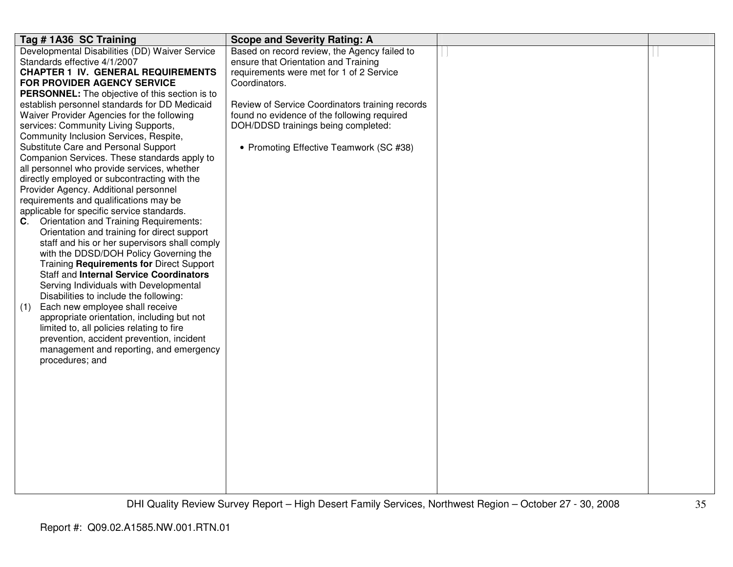| Tag # 1A36 SC Training | Scope and Severity Rating: A | | |
|---|---|---|---|
| Developmental Disabilities (DD) Waiver Service Standards effective 4/1/2007<br>**CHAPTER 1 IV. GENERAL REQUIREMENTS FOR PROVIDER AGENCY SERVICE PERSONNEL:** The objective of this section is to establish personnel standards for DD Medicaid Waiver Provider Agencies for the following services: Community Living Supports, Community Inclusion Services, Respite, Substitute Care and Personal Support Companion Services. These standards apply to all personnel who provide services, whether directly employed or subcontracting with the Provider Agency. Additional personnel requirements and qualifications may be applicable for specific service standards.<br>**C**. Orientation and Training Requirements: Orientation and training for direct support staff and his or her supervisors shall comply with the DDSD/DOH Policy Governing the Training **Requirements for** Direct Support Staff and **Internal Service Coordinators** Serving Individuals with Developmental Disabilities to include the following:<br>(1) Each new employee shall receive appropriate orientation, including but not limited to, all policies relating to fire prevention, accident prevention, incident management and reporting, and emergency procedures; and | Based on record review, the Agency failed to ensure that Orientation and Training requirements were met for 1 of 2 Service Coordinators.<br><br>Review of Service Coordinators training records found no evidence of the following required DOH/DDSD trainings being completed:<br><br>• Promoting Effective Teamwork (SC #38) | | |

Report #: Q09.02.A1585.NW.001.RTN.01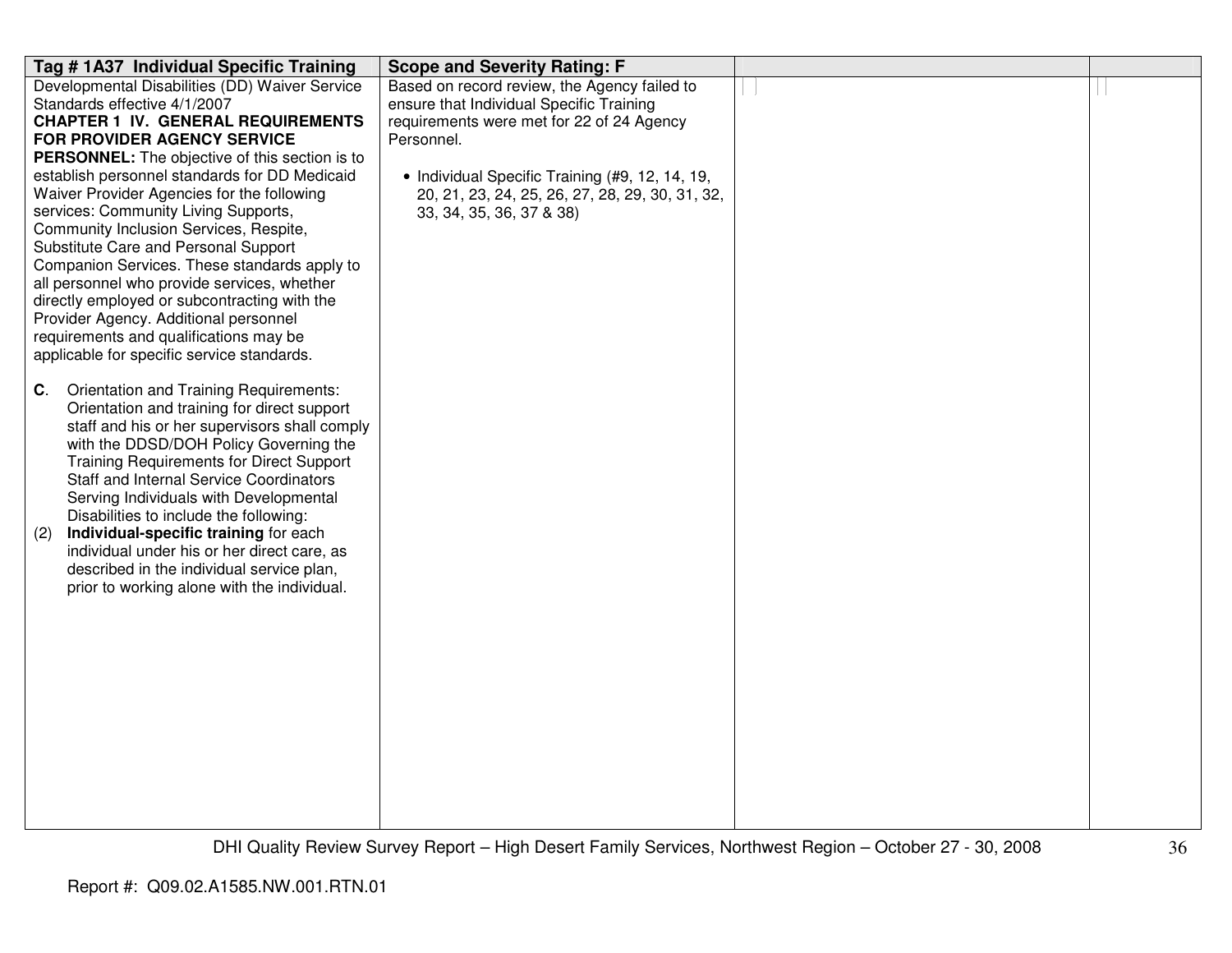| Tag # 1A37 Individual Specific Training | Scope and Severity Rating: F | | |
|---|---|---|---|
| Developmental Disabilities (DD) Waiver Service Standards effective 4/1/2007<br>**CHAPTER 1 IV. GENERAL REQUIREMENTS FOR PROVIDER AGENCY SERVICE PERSONNEL:** The objective of this section is to establish personnel standards for DD Medicaid Waiver Provider Agencies for the following services: Community Living Supports, Community Inclusion Services, Respite, Substitute Care and Personal Support Companion Services. These standards apply to all personnel who provide services, whether directly employed or subcontracting with the Provider Agency. Additional personnel requirements and qualifications may be applicable for specific service standards.<br><br>**C**. Orientation and Training Requirements: Orientation and training for direct support staff and his or her supervisors shall comply with the DDSD/DOH Policy Governing the Training Requirements for Direct Support Staff and Internal Service Coordinators Serving Individuals with Developmental Disabilities to include the following:<br>(2) **Individual-specific training** for each individual under his or her direct care, as described in the individual service plan, prior to working alone with the individual. | Based on record review, the Agency failed to ensure that Individual Specific Training requirements were met for 22 of 24 Agency Personnel.<br><br>• Individual Specific Training (#9, 12, 14, 19, 20, 21, 23, 24, 25, 26, 27, 28, 29, 30, 31, 32, 33, 34, 35, 36, 37 & 38) | | |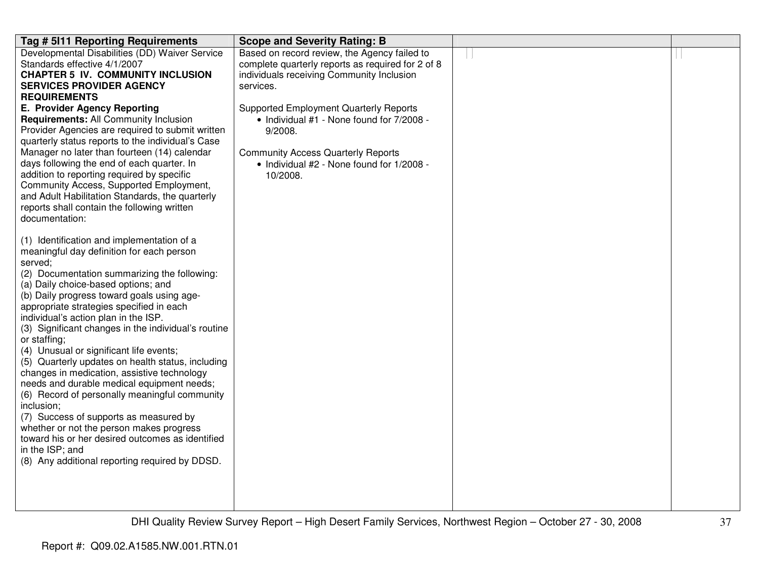| Tag # 5I11 Reporting Requirements | Scope and Severity Rating: B | | |
|---|---|---|---|
| Developmental Disabilities (DD) Waiver Service Standards effective 4/1/2007<br>**CHAPTER 5 IV. COMMUNITY INCLUSION SERVICES PROVIDER AGENCY REQUIREMENTS**<br>**E. Provider Agency Reporting Requirements:** All Community Inclusion Provider Agencies are required to submit written quarterly status reports to the individual's Case Manager no later than fourteen (14) calendar days following the end of each quarter. In addition to reporting required by specific Community Access, Supported Employment, and Adult Habilitation Standards, the quarterly reports shall contain the following written documentation:<br><br>(1) Identification and implementation of a meaningful day definition for each person served;<br>(2) Documentation summarizing the following:<br>(a) Daily choice-based options; and<br>(b) Daily progress toward goals using age-appropriate strategies specified in each individual's action plan in the ISP.<br>(3) Significant changes in the individual's routine or staffing;<br>(4) Unusual or significant life events;<br>(5) Quarterly updates on health status, including changes in medication, assistive technology needs and durable medical equipment needs;<br>(6) Record of personally meaningful community inclusion;<br>(7) Success of supports as measured by whether or not the person makes progress toward his or her desired outcomes as identified in the ISP; and<br>(8) Any additional reporting required by DDSD. | Based on record review, the Agency failed to complete quarterly reports as required for 2 of 8 individuals receiving Community Inclusion services.<br><br>Supported Employment Quarterly Reports<br>• Individual #1 - None found for 7/2008 - 9/2008.<br><br>Community Access Quarterly Reports<br>• Individual #2 - None found for 1/2008 - 10/2008. | | |

Report #: Q09.02.A1585.NW.001.RTN.01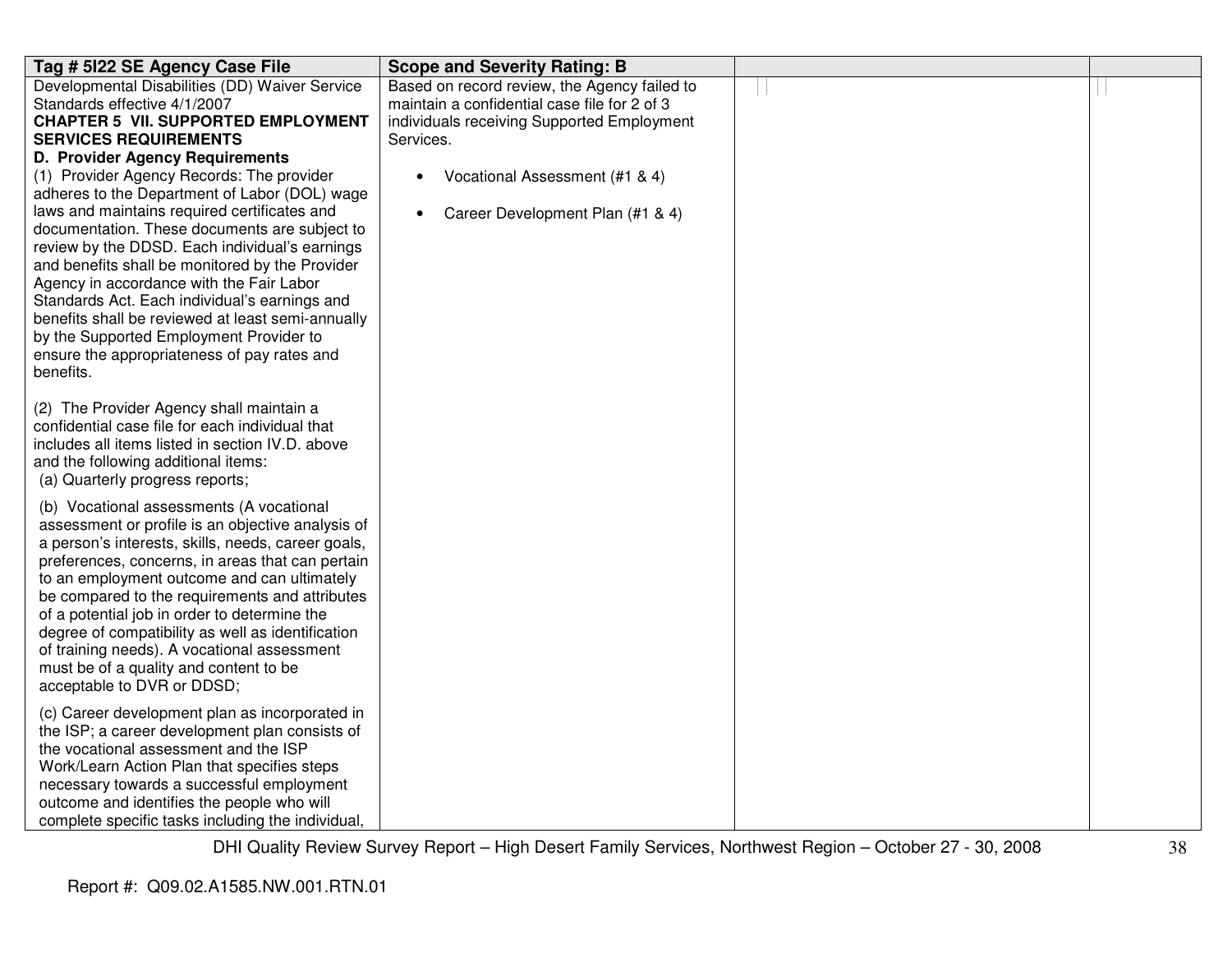| Tag # 5I22 SE Agency Case File | Scope and Severity Rating: B | | |
|---|---|---|---|
| Developmental Disabilities (DD) Waiver Service Standards effective 4/1/2007<br>**CHAPTER 5 VII. SUPPORTED EMPLOYMENT SERVICES REQUIREMENTS**<br>**D. Provider Agency Requirements**<br>(1) Provider Agency Records: The provider adheres to the Department of Labor (DOL) wage laws and maintains required certificates and documentation. These documents are subject to review by the DDSD. Each individual's earnings and benefits shall be monitored by the Provider Agency in accordance with the Fair Labor Standards Act. Each individual's earnings and benefits shall be reviewed at least semi-annually by the Supported Employment Provider to ensure the appropriateness of pay rates and benefits.<br><br>(2) The Provider Agency shall maintain a confidential case file for each individual that includes all items listed in section IV.D. above and the following additional items:<br>(a) Quarterly progress reports;<br><br>(b) Vocational assessments (A vocational assessment or profile is an objective analysis of a person's interests, skills, needs, career goals, preferences, concerns, in areas that can pertain to an employment outcome and can ultimately be compared to the requirements and attributes of a potential job in order to determine the degree of compatibility as well as identification of training needs). A vocational assessment must be of a quality and content to be acceptable to DVR or DDSD;<br><br>(c) Career development plan as incorporated in the ISP; a career development plan consists of the vocational assessment and the ISP Work/Learn Action Plan that specifies steps necessary towards a successful employment outcome and identifies the people who will complete specific tasks including the individual, | Based on record review, the Agency failed to maintain a confidential case file for 2 of 3 individuals receiving Supported Employment Services.<br><br>• Vocational Assessment (#1 & 4)<br><br>• Career Development Plan (#1 & 4) | | |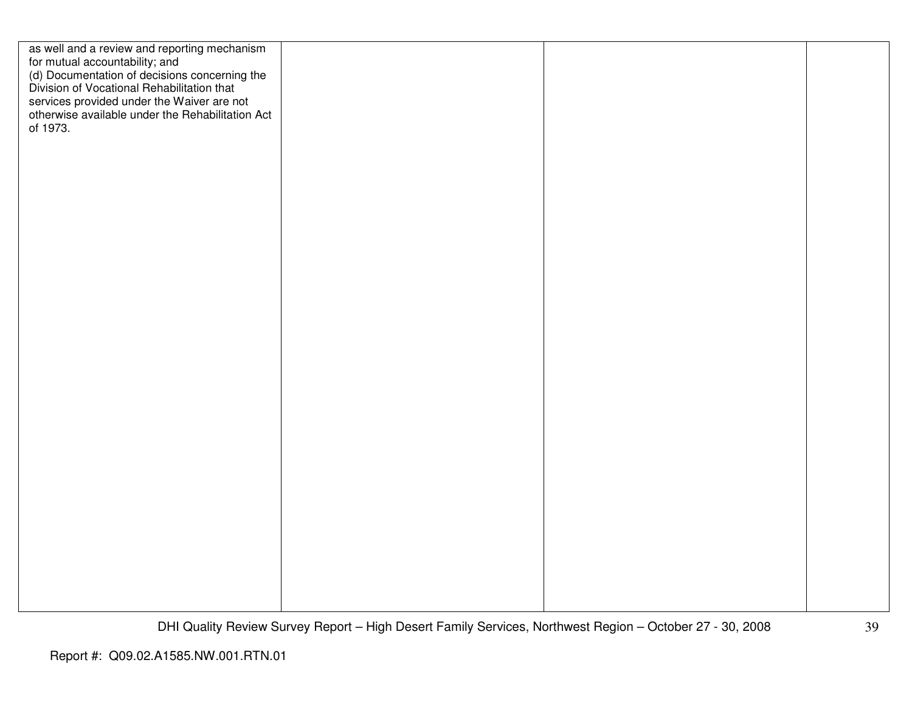| | | | |
|---|---|---|---|
| as well and a review and reporting mechanism for mutual accountability; and<br>(d) Documentation of decisions concerning the Division of Vocational Rehabilitation that services provided under the Waiver are not otherwise available under the Rehabilitation Act of 1973. | | | |

Report #: Q09.02.A1585.NW.001.RTN.01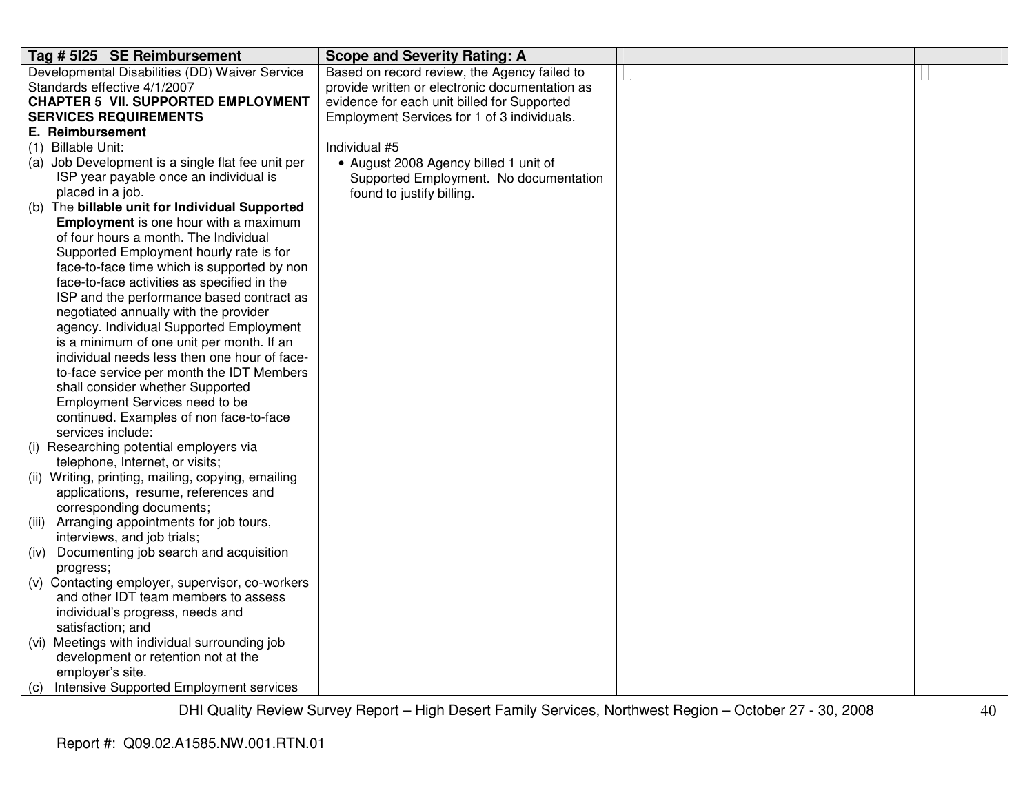| Tag # 5I25 SE Reimbursement | Scope and Severity Rating: A | | |
|---|---|---|---|
| Developmental Disabilities (DD) Waiver Service Standards effective 4/1/2007<br>**CHAPTER 5 VII. SUPPORTED EMPLOYMENT SERVICES REQUIREMENTS**<br>**E. Reimbursement**<br>(1) Billable Unit:<br>(a) Job Development is a single flat fee unit per ISP year payable once an individual is placed in a job.<br>(b) The **billable unit for Individual Supported Employment** is one hour with a maximum of four hours a month. The Individual Supported Employment hourly rate is for face-to-face time which is supported by non face-to-face activities as specified in the ISP and the performance based contract as negotiated annually with the provider agency. Individual Supported Employment is a minimum of one unit per month. If an individual needs less then one hour of face-to-face service per month the IDT Members shall consider whether Supported Employment Services need to be continued. Examples of non face-to-face services include:<br>(i) Researching potential employers via telephone, Internet, or visits;<br>(ii) Writing, printing, mailing, copying, emailing applications, resume, references and corresponding documents;<br>(iii) Arranging appointments for job tours, interviews, and job trials;<br>(iv) Documenting job search and acquisition progress;<br>(v) Contacting employer, supervisor, co-workers and other IDT team members to assess individual's progress, needs and satisfaction; and<br>(vi) Meetings with individual surrounding job development or retention not at the employer's site.<br>(c) Intensive Supported Employment services | Based on record review, the Agency failed to provide written or electronic documentation as evidence for each unit billed for Supported Employment Services for 1 of 3 individuals.<br><br>Individual #5<br>• August 2008 Agency billed 1 unit of Supported Employment. No documentation found to justify billing. | | |

Report #: Q09.02.A1585.NW.001.RTN.01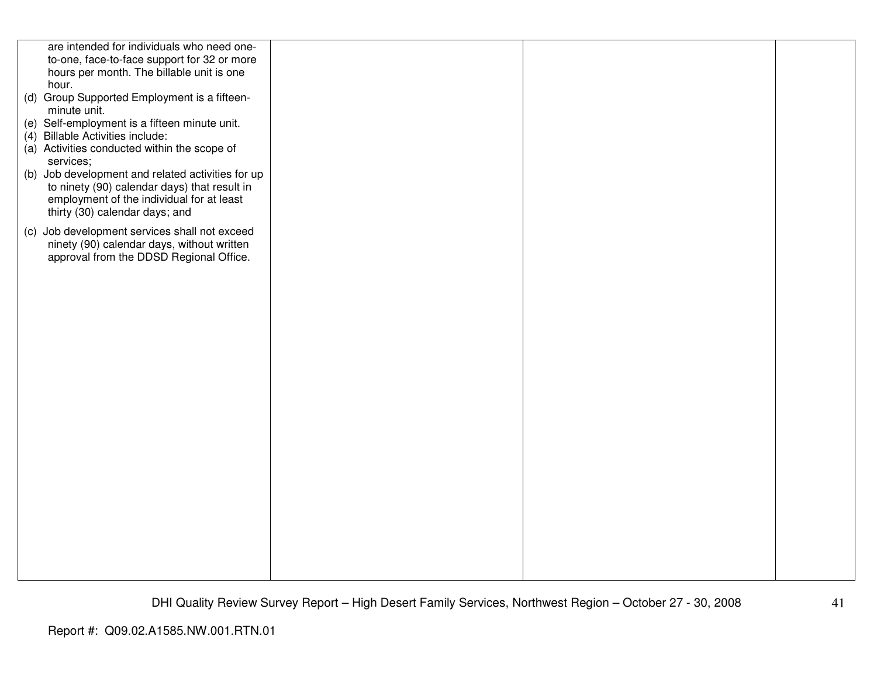| | | | |
|---|---|---|---|
| are intended for individuals who need one-to-one, face-to-face support for 32 or more hours per month. The billable unit is one hour.<br>(d) Group Supported Employment is a fifteen-minute unit.<br>(e) Self-employment is a fifteen minute unit.<br>(4) Billable Activities include:<br>(a) Activities conducted within the scope of services;<br>(b) Job development and related activities for up to ninety (90) calendar days) that result in employment of the individual for at least thirty (30) calendar days; and<br>(c) Job development services shall not exceed ninety (90) calendar days, without written approval from the DDSD Regional Office. | | | |

Report #: Q09.02.A1585.NW.001.RTN.01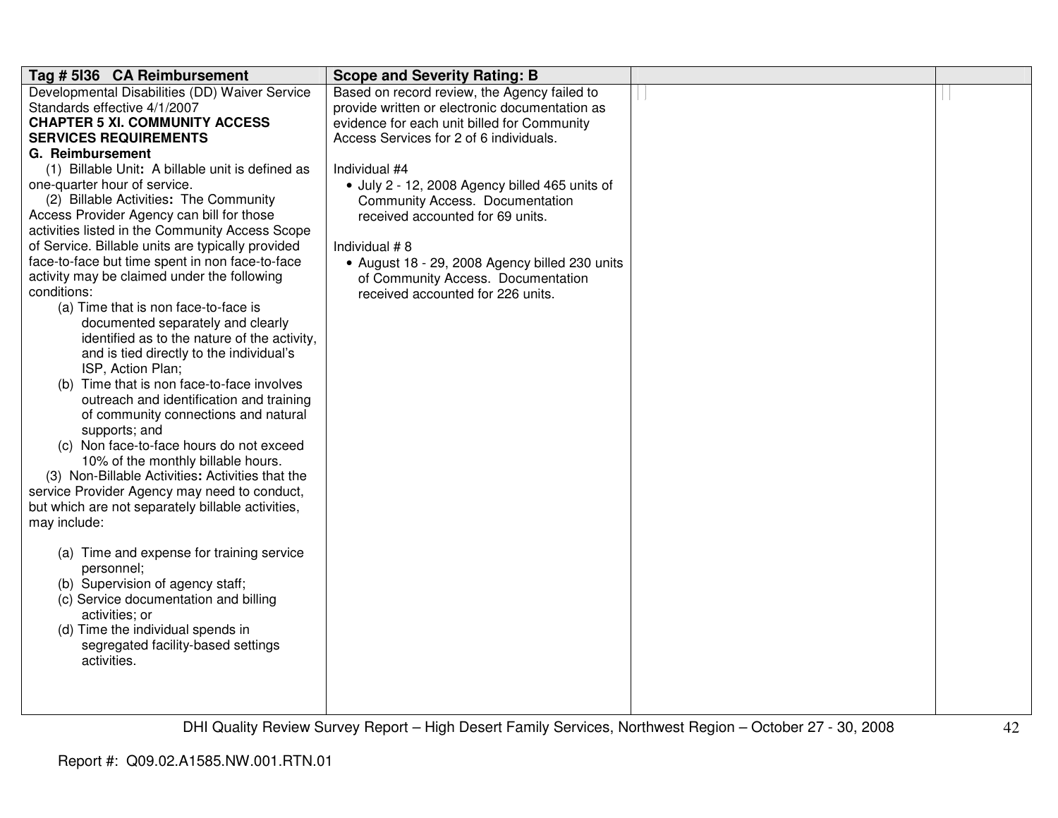| Tag # 5I36 CA Reimbursement | Scope and Severity Rating: B | | |
|---|---|---|---|
| Developmental Disabilities (DD) Waiver Service Standards effective 4/1/2007<br>**CHAPTER 5 XI. COMMUNITY ACCESS SERVICES REQUIREMENTS**<br>**G. Reimbursement**<br>(1) Billable Unit**:** A billable unit is defined as one-quarter hour of service.<br>(2) Billable Activities**:** The Community Access Provider Agency can bill for those activities listed in the Community Access Scope of Service. Billable units are typically provided face-to-face but time spent in non face-to-face activity may be claimed under the following conditions:<br>(a) Time that is non face-to-face is documented separately and clearly identified as to the nature of the activity, and is tied directly to the individual's ISP, Action Plan;<br>(b) Time that is non face-to-face involves outreach and identification and training of community connections and natural supports; and<br>(c) Non face-to-face hours do not exceed 10% of the monthly billable hours.<br>(3) Non-Billable Activities**:** Activities that the service Provider Agency may need to conduct, but which are not separately billable activities, may include:<br>(a) Time and expense for training service personnel;<br>(b) Supervision of agency staff;<br>(c) Service documentation and billing activities; or<br>(d) Time the individual spends in segregated facility-based settings activities. | Based on record review, the Agency failed to provide written or electronic documentation as evidence for each unit billed for Community Access Services for 2 of 6 individuals.<br><br>Individual #4<br>• July 2 - 12, 2008 Agency billed 465 units of Community Access. Documentation received accounted for 69 units.<br><br>Individual # 8<br>• August 18 - 29, 2008 Agency billed 230 units of Community Access. Documentation received accounted for 226 units. | | |

DHI Quality Review Survey Report – High Desert Family Services, Northwest Region – October 27 - 30, 2008

Report #: Q09.02.A1585.NW.001.RTN.01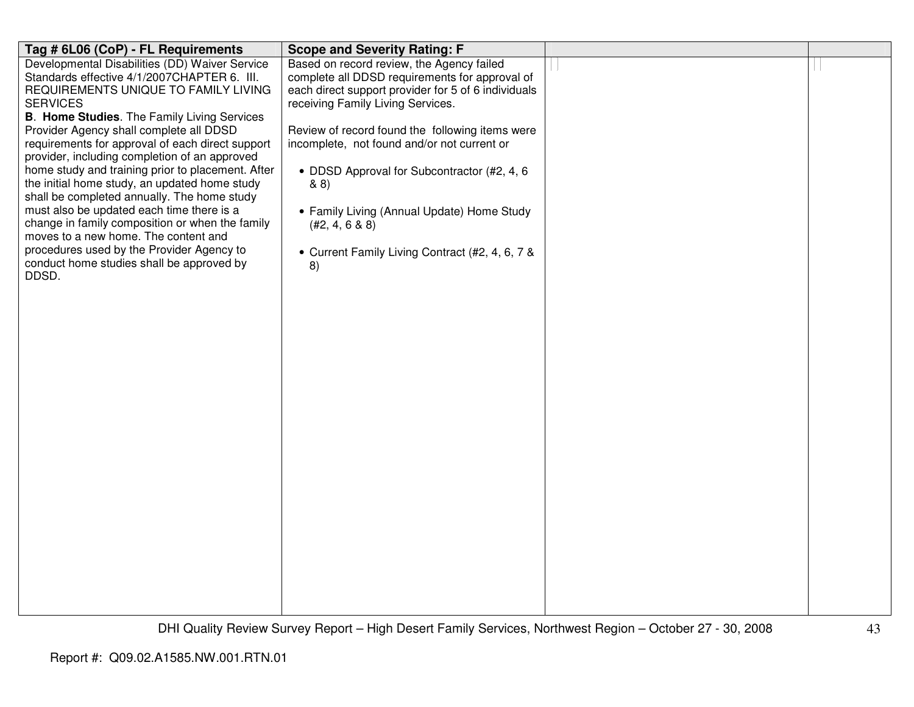| Tag # 6L06 (CoP) - FL Requirements | Scope and Severity Rating: F | | |
|---|---|---|---|
| Developmental Disabilities (DD) Waiver Service Standards effective 4/1/2007CHAPTER 6. III. REQUIREMENTS UNIQUE TO FAMILY LIVING SERVICES<br>**B. Home Studies**. The Family Living Services Provider Agency shall complete all DDSD requirements for approval of each direct support provider, including completion of an approved home study and training prior to placement. After the initial home study, an updated home study shall be completed annually. The home study must also be updated each time there is a change in family composition or when the family moves to a new home. The content and procedures used by the Provider Agency to conduct home studies shall be approved by DDSD. | Based on record review, the Agency failed complete all DDSD requirements for approval of each direct support provider for 5 of 6 individuals receiving Family Living Services.<br><br>Review of record found the following items were incomplete, not found and/or not current or<br><br>• DDSD Approval for Subcontractor (#2, 4, 6 & 8)<br><br>• Family Living (Annual Update) Home Study (#2, 4, 6 & 8)<br><br>• Current Family Living Contract (#2, 4, 6, 7 & 8) | | |

Report #: Q09.02.A1585.NW.001.RTN.01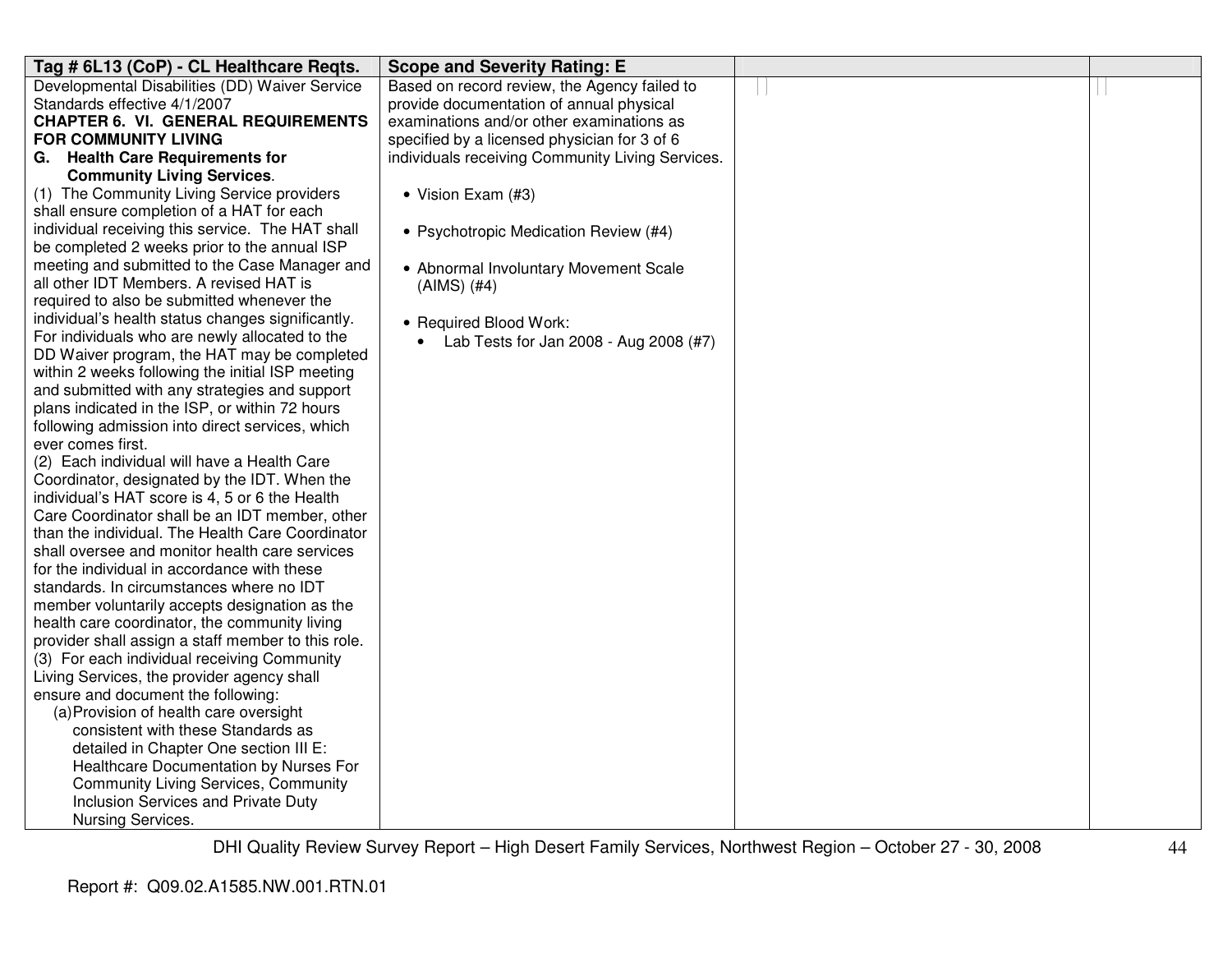| Tag # 6L13 (CoP) - CL Healthcare Reqts. | Scope and Severity Rating: E | | |
|---|---|---|---|
| Developmental Disabilities (DD) Waiver Service Standards effective 4/1/2007<br>**CHAPTER 6. VI. GENERAL REQUIREMENTS FOR COMMUNITY LIVING**<br>**G. Health Care Requirements for Community Living Services**.<br>(1) The Community Living Service providers shall ensure completion of a HAT for each individual receiving this service. The HAT shall be completed 2 weeks prior to the annual ISP meeting and submitted to the Case Manager and all other IDT Members. A revised HAT is required to also be submitted whenever the individual's health status changes significantly. For individuals who are newly allocated to the DD Waiver program, the HAT may be completed within 2 weeks following the initial ISP meeting and submitted with any strategies and support plans indicated in the ISP, or within 72 hours following admission into direct services, which ever comes first.<br>(2) Each individual will have a Health Care Coordinator, designated by the IDT. When the individual's HAT score is 4, 5 or 6 the Health Care Coordinator shall be an IDT member, other than the individual. The Health Care Coordinator shall oversee and monitor health care services for the individual in accordance with these standards. In circumstances where no IDT member voluntarily accepts designation as the health care coordinator, the community living provider shall assign a staff member to this role.<br>(3) For each individual receiving Community Living Services, the provider agency shall ensure and document the following:<br>(a) Provision of health care oversight consistent with these Standards as detailed in Chapter One section III E: Healthcare Documentation by Nurses For Community Living Services, Community Inclusion Services and Private Duty Nursing Services. | Based on record review, the Agency failed to provide documentation of annual physical examinations and/or other examinations as specified by a licensed physician for 3 of 6 individuals receiving Community Living Services.<br><br>• Vision Exam (#3)<br><br>• Psychotropic Medication Review (#4)<br><br>• Abnormal Involuntary Movement Scale (AIMS) (#4)<br><br>• Required Blood Work:<br>&nbsp;&nbsp;&nbsp;&nbsp;• Lab Tests for Jan 2008 - Aug 2008 (#7) | | |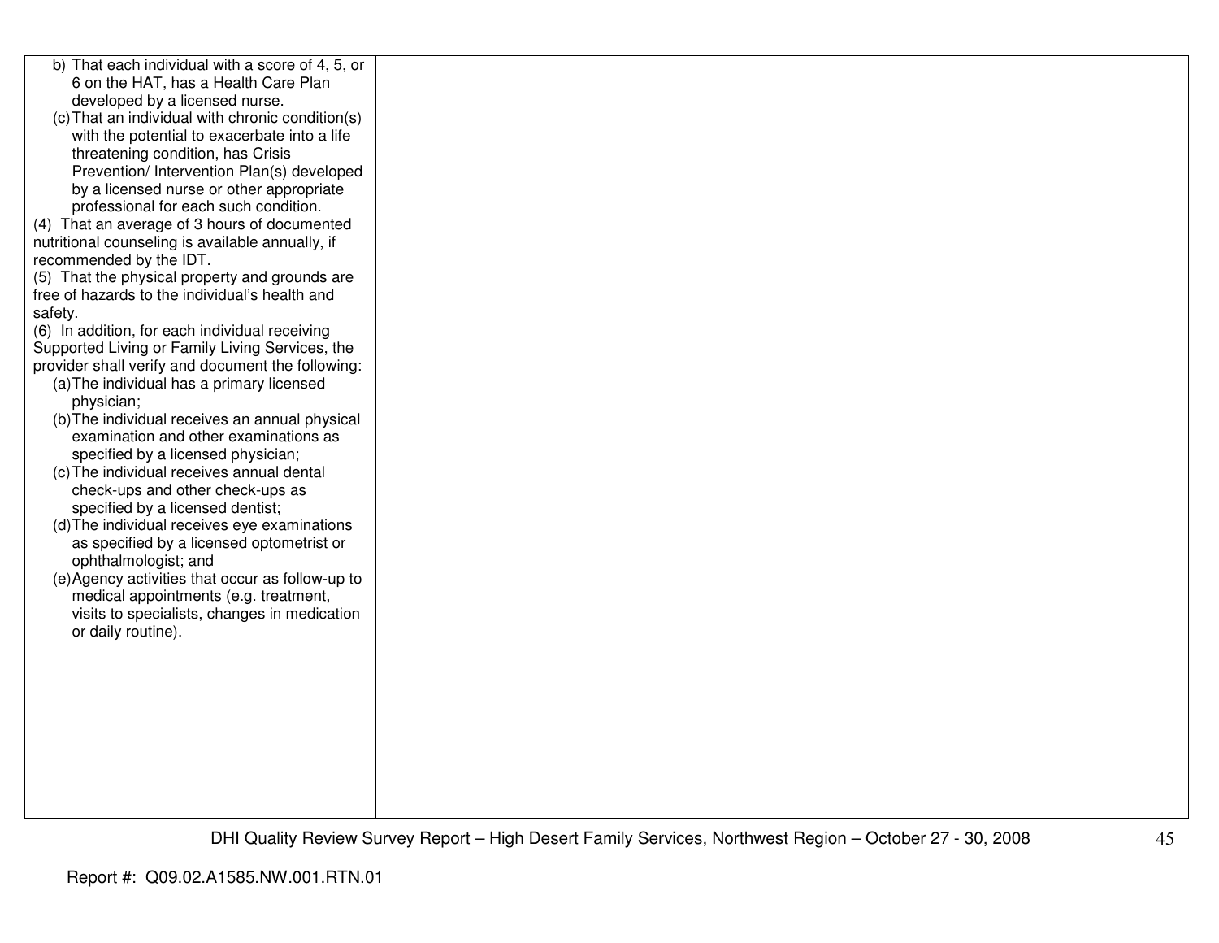| | | | |
|---|---|---|---|
| b) That each individual with a score of 4, 5, or 6 on the HAT, has a Health Care Plan developed by a licensed nurse.<br>(c) That an individual with chronic condition(s) with the potential to exacerbate into a life threatening condition, has Crisis Prevention/ Intervention Plan(s) developed by a licensed nurse or other appropriate professional for each such condition.<br>(4) That an average of 3 hours of documented nutritional counseling is available annually, if recommended by the IDT.<br>(5) That the physical property and grounds are free of hazards to the individual's health and safety.<br>(6) In addition, for each individual receiving Supported Living or Family Living Services, the provider shall verify and document the following:<br>(a) The individual has a primary licensed physician;<br>(b) The individual receives an annual physical examination and other examinations as specified by a licensed physician;<br>(c) The individual receives annual dental check-ups and other check-ups as specified by a licensed dentist;<br>(d) The individual receives eye examinations as specified by a licensed optometrist or ophthalmologist; and<br>(e) Agency activities that occur as follow-up to medical appointments (e.g. treatment, visits to specialists, changes in medication or daily routine). | | | |

DHI Quality Review Survey Report – High Desert Family Services, Northwest Region – October 27 - 30, 2008

Report #: Q09.02.A1585.NW.001.RTN.01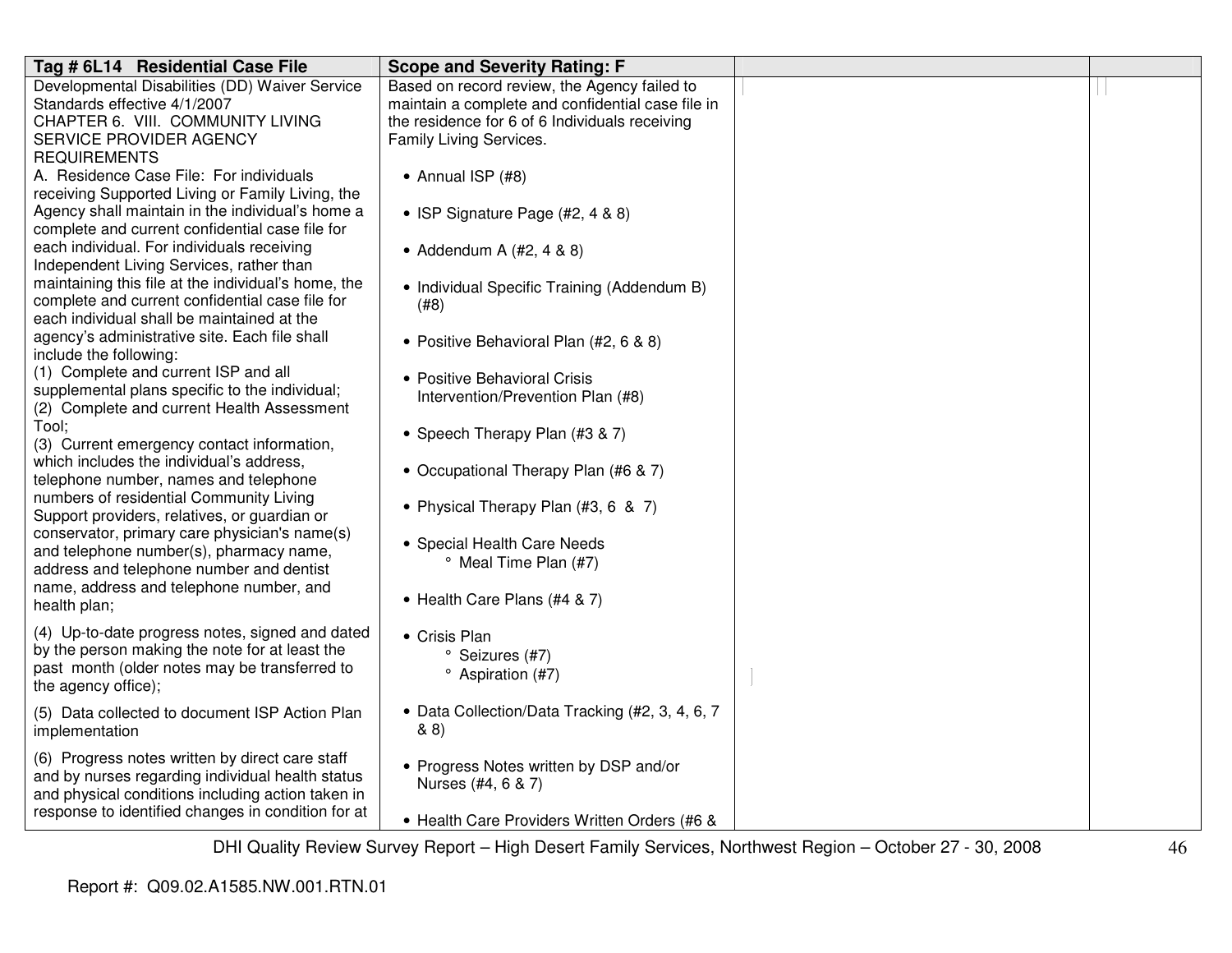| Tag # 6L14 Residential Case File | Scope and Severity Rating: F | | |
|---|---|---|---|
| Developmental Disabilities (DD) Waiver Service Standards effective 4/1/2007<br>CHAPTER 6. VIII. COMMUNITY LIVING SERVICE PROVIDER AGENCY REQUIREMENTS<br>A. Residence Case File: For individuals receiving Supported Living or Family Living, the Agency shall maintain in the individual's home a complete and current confidential case file for each individual. For individuals receiving Independent Living Services, rather than maintaining this file at the individual's home, the complete and current confidential case file for each individual shall be maintained at the agency's administrative site. Each file shall include the following:<br>(1) Complete and current ISP and all supplemental plans specific to the individual;<br>(2) Complete and current Health Assessment Tool;<br>(3) Current emergency contact information, which includes the individual's address, telephone number, names and telephone numbers of residential Community Living Support providers, relatives, or guardian or conservator, primary care physician's name(s) and telephone number(s), pharmacy name, address and telephone number and dentist name, address and telephone number, and health plan;<br>(4) Up-to-date progress notes, signed and dated by the person making the note for at least the past month (older notes may be transferred to the agency office);<br>(5) Data collected to document ISP Action Plan implementation<br>(6) Progress notes written by direct care staff and by nurses regarding individual health status and physical conditions including action taken in response to identified changes in condition for at | Based on record review, the Agency failed to maintain a complete and confidential case file in the residence for 6 of 6 Individuals receiving Family Living Services.<br>• Annual ISP (#8)<br>• ISP Signature Page (#2, 4 & 8)<br>• Addendum A (#2, 4 & 8)<br>• Individual Specific Training (Addendum B) (#8)<br>• Positive Behavioral Plan (#2, 6 & 8)<br>• Positive Behavioral Crisis Intervention/Prevention Plan (#8)<br>• Speech Therapy Plan (#3 & 7)<br>• Occupational Therapy Plan (#6 & 7)<br>• Physical Therapy Plan (#3, 6 & 7)<br>• Special Health Care Needs<br>° Meal Time Plan (#7)<br>• Health Care Plans (#4 & 7)<br>• Crisis Plan<br>° Seizures (#7)<br>° Aspiration (#7)<br>• Data Collection/Data Tracking (#2, 3, 4, 6, 7 & 8)<br>• Progress Notes written by DSP and/or Nurses (#4, 6 & 7)<br>• Health Care Providers Written Orders (#6 & | | |

Report #: Q09.02.A1585.NW.001.RTN.01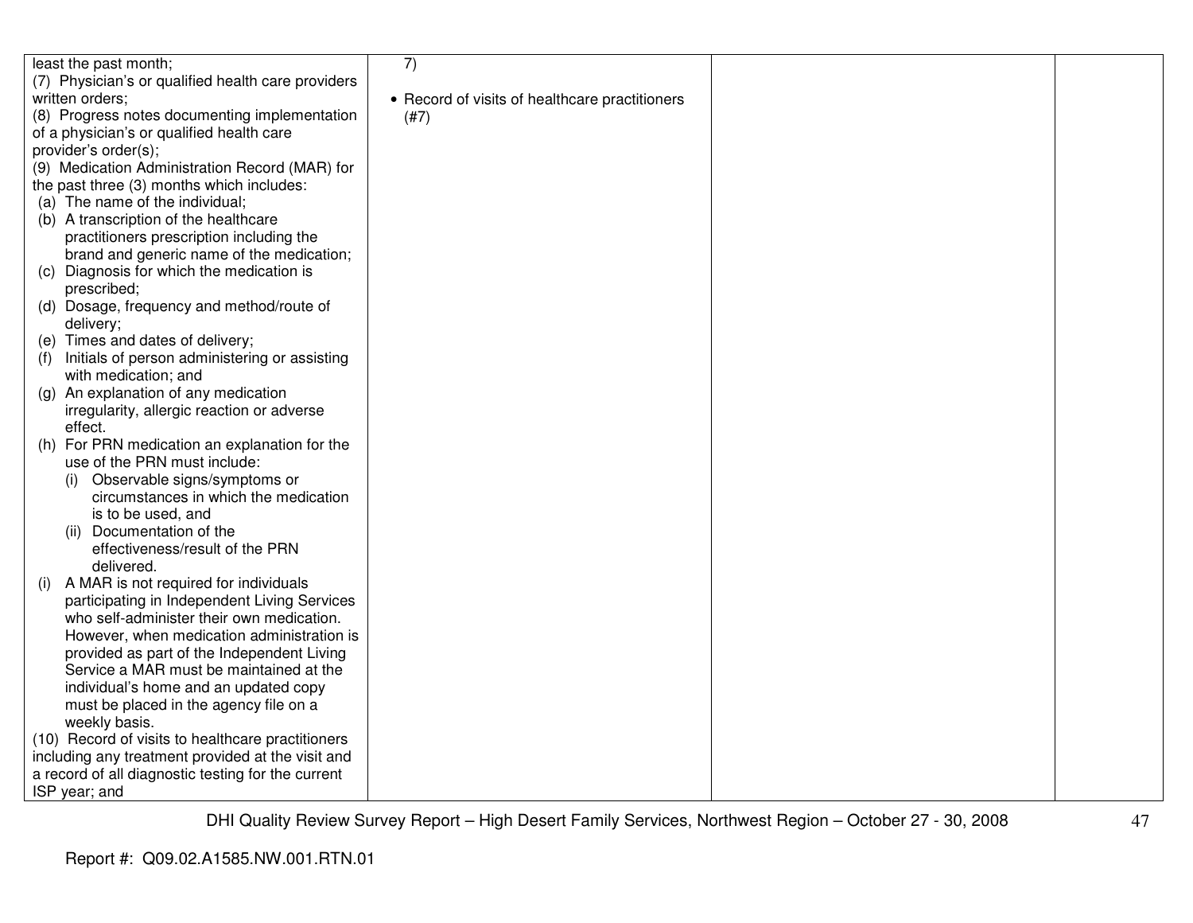| | | | |
|---|---|---|---|
| least the past month;<br>(7) Physician's or qualified health care providers written orders;<br>(8) Progress notes documenting implementation of a physician's or qualified health care provider's order(s);<br>(9) Medication Administration Record (MAR) for the past three (3) months which includes:<br>(a) The name of the individual;<br>(b) A transcription of the healthcare practitioners prescription including the brand and generic name of the medication;<br>(c) Diagnosis for which the medication is prescribed;<br>(d) Dosage, frequency and method/route of delivery;<br>(e) Times and dates of delivery;<br>(f) Initials of person administering or assisting with medication; and<br>(g) An explanation of any medication irregularity, allergic reaction or adverse effect.<br>(h) For PRN medication an explanation for the use of the PRN must include:<br>(i) Observable signs/symptoms or circumstances in which the medication is to be used, and<br>(ii) Documentation of the effectiveness/result of the PRN delivered.<br>(i) A MAR is not required for individuals participating in Independent Living Services who self-administer their own medication. However, when medication administration is provided as part of the Independent Living Service a MAR must be maintained at the individual's home and an updated copy must be placed in the agency file on a weekly basis.<br>(10) Record of visits to healthcare practitioners including any treatment provided at the visit and a record of all diagnostic testing for the current ISP year; and | 7)<br><br>• Record of visits of healthcare practitioners (#7) | | |

Report #: Q09.02.A1585.NW.001.RTN.01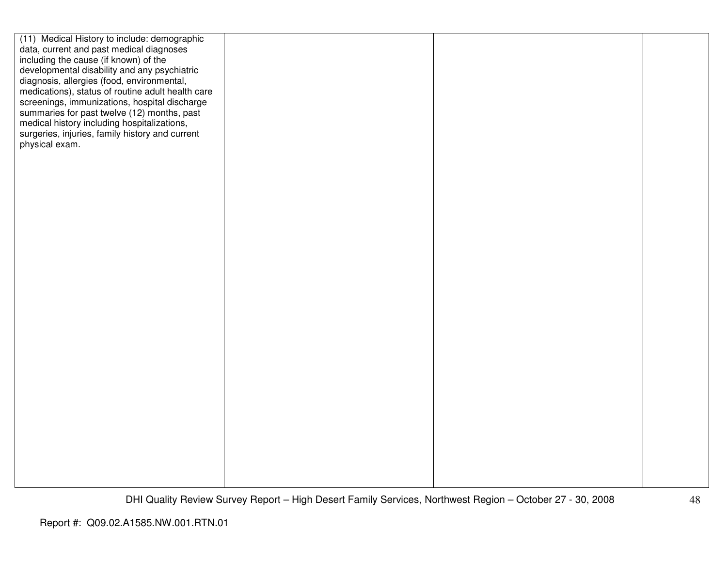| | | | |
|---|---|---|---|
| (11) Medical History to include: demographic data, current and past medical diagnoses including the cause (if known) of the developmental disability and any psychiatric diagnosis, allergies (food, environmental, medications), status of routine adult health care screenings, immunizations, hospital discharge summaries for past twelve (12) months, past medical history including hospitalizations, surgeries, injuries, family history and current physical exam. | | | |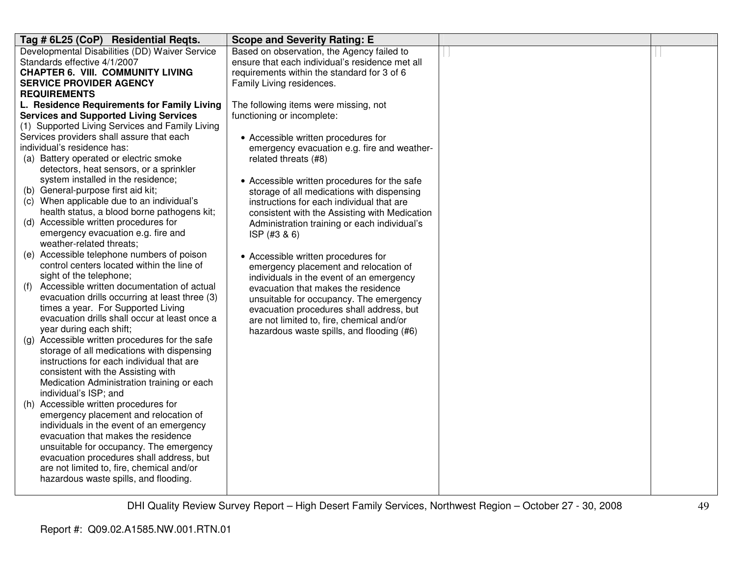| Tag # 6L25 (CoP) Residential Reqts. | Scope and Severity Rating: E | | |
|---|---|---|---|
| Developmental Disabilities (DD) Waiver Service Standards effective 4/1/2007<br>**CHAPTER 6. VIII. COMMUNITY LIVING SERVICE PROVIDER AGENCY REQUIREMENTS**<br>**L. Residence Requirements for Family Living Services and Supported Living Services**<br>(1) Supported Living Services and Family Living Services providers shall assure that each individual's residence has:<br>(a) Battery operated or electric smoke detectors, heat sensors, or a sprinkler system installed in the residence;<br>(b) General-purpose first aid kit;<br>(c) When applicable due to an individual's health status, a blood borne pathogens kit;<br>(d) Accessible written procedures for emergency evacuation e.g. fire and weather-related threats;<br>(e) Accessible telephone numbers of poison control centers located within the line of sight of the telephone;<br>(f) Accessible written documentation of actual evacuation drills occurring at least three (3) times a year. For Supported Living evacuation drills shall occur at least once a year during each shift;<br>(g) Accessible written procedures for the safe storage of all medications with dispensing instructions for each individual that are consistent with the Assisting with Medication Administration training or each individual's ISP; and<br>(h) Accessible written procedures for emergency placement and relocation of individuals in the event of an emergency evacuation that makes the residence unsuitable for occupancy. The emergency evacuation procedures shall address, but are not limited to, fire, chemical and/or hazardous waste spills, and flooding. | Based on observation, the Agency failed to ensure that each individual's residence met all requirements within the standard for 3 of 6 Family Living residences.<br><br>The following items were missing, not functioning or incomplete:<br><br>• Accessible written procedures for emergency evacuation e.g. fire and weather-related threats (#8)<br><br>• Accessible written procedures for the safe storage of all medications with dispensing instructions for each individual that are consistent with the Assisting with Medication Administration training or each individual's ISP (#3 & 6)<br><br>• Accessible written procedures for emergency placement and relocation of individuals in the event of an emergency evacuation that makes the residence unsuitable for occupancy. The emergency evacuation procedures shall address, but are not limited to, fire, chemical and/or hazardous waste spills, and flooding (#6) | | |

DHI Quality Review Survey Report – High Desert Family Services, Northwest Region – October 27 - 30, 2008

Report #: Q09.02.A1585.NW.001.RTN.01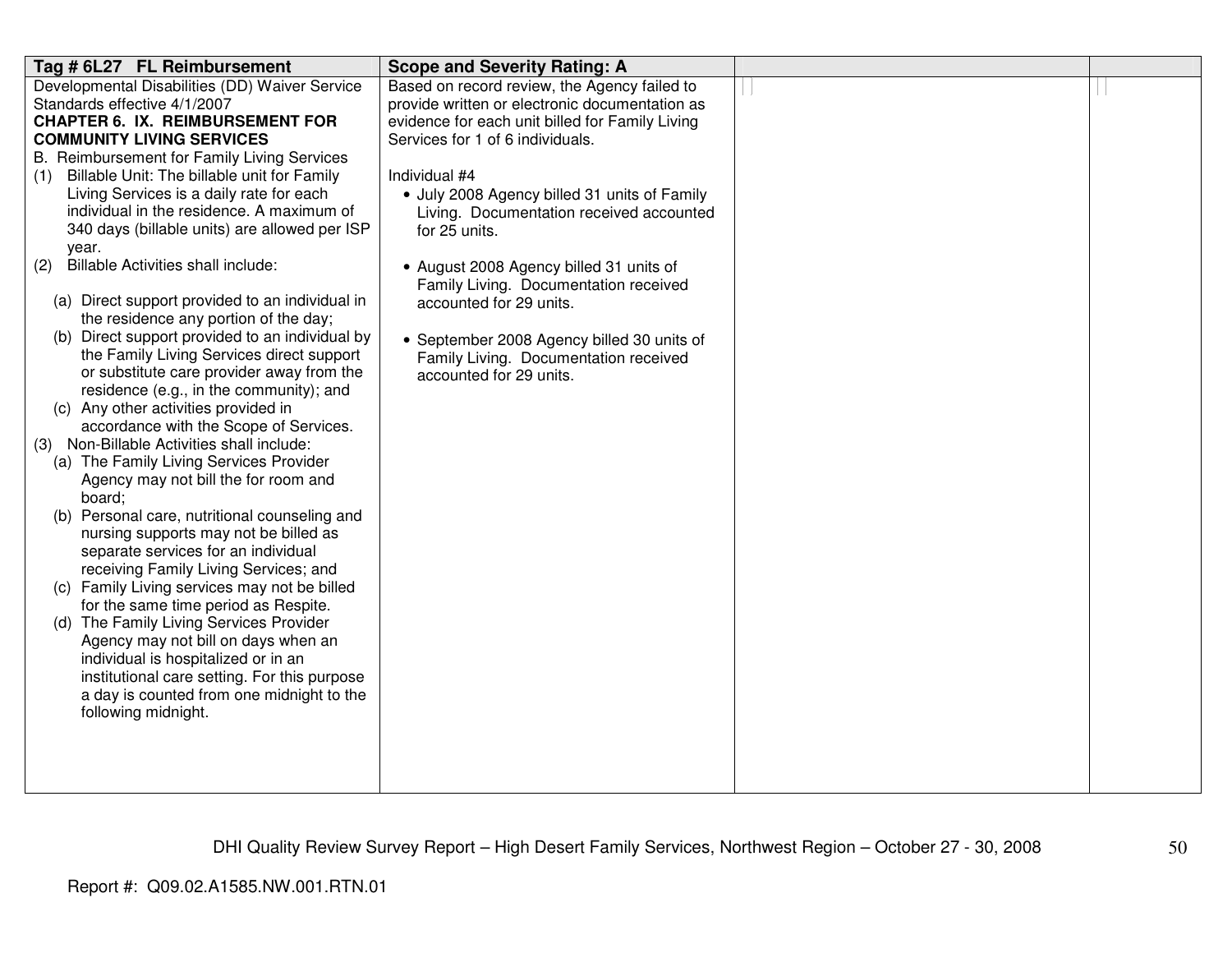| Tag # 6L27 FL Reimbursement | Scope and Severity Rating: A | | |
|---|---|---|---|
| Developmental Disabilities (DD) Waiver Service Standards effective 4/1/2007<br>**CHAPTER 6. IX. REIMBURSEMENT FOR COMMUNITY LIVING SERVICES**<br>B. Reimbursement for Family Living Services<br>(1) Billable Unit: The billable unit for Family Living Services is a daily rate for each individual in the residence. A maximum of 340 days (billable units) are allowed per ISP year.<br>(2) Billable Activities shall include:<br>(a) Direct support provided to an individual in the residence any portion of the day;<br>(b) Direct support provided to an individual by the Family Living Services direct support or substitute care provider away from the residence (e.g., in the community); and<br>(c) Any other activities provided in accordance with the Scope of Services.<br>(3) Non-Billable Activities shall include:<br>(a) The Family Living Services Provider Agency may not bill the for room and board;<br>(b) Personal care, nutritional counseling and nursing supports may not be billed as separate services for an individual receiving Family Living Services; and<br>(c) Family Living services may not be billed for the same time period as Respite.<br>(d) The Family Living Services Provider Agency may not bill on days when an individual is hospitalized or in an institutional care setting. For this purpose a day is counted from one midnight to the following midnight. | Based on record review, the Agency failed to provide written or electronic documentation as evidence for each unit billed for Family Living Services for 1 of 6 individuals.<br><br>Individual #4<br>• July 2008 Agency billed 31 units of Family Living. Documentation received accounted for 25 units.<br><br>• August 2008 Agency billed 31 units of Family Living. Documentation received accounted for 29 units.<br><br>• September 2008 Agency billed 30 units of Family Living. Documentation received accounted for 29 units. | | |

DHI Quality Review Survey Report – High Desert Family Services, Northwest Region – October 27 - 30, 2008

Report #: Q09.02.A1585.NW.001.RTN.01